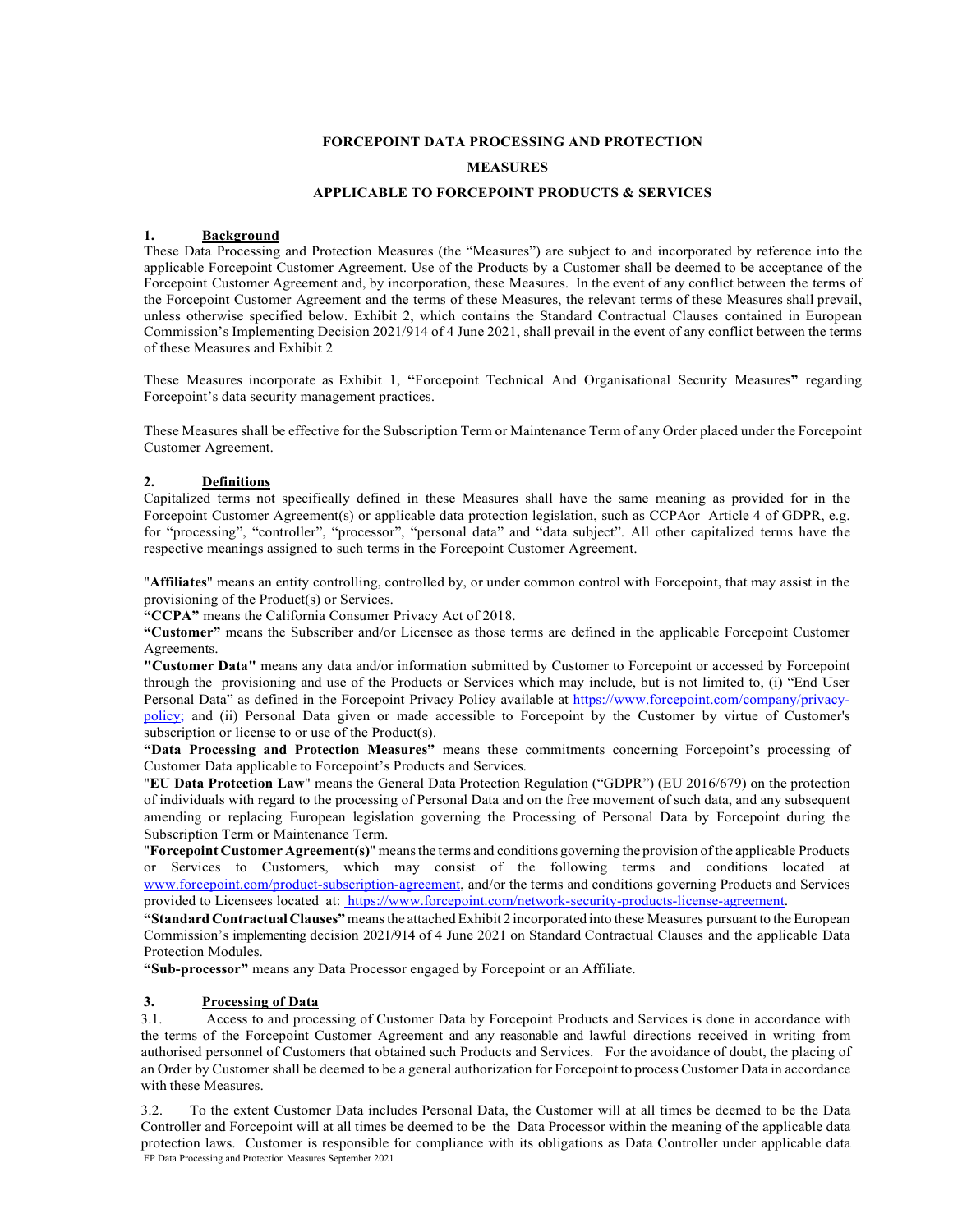# FORCEPOINT DATA PROCESSING AND PROTECTION MEASURES

## APPLICABLE TO FORCEPOINT PRODUCTS & SERVICES

**1. Background**

These Data Processing and Protection Measures (the "Measures") are subject to and incorporated by reference into the applicable Forcepoint Customer Agreement. Use of the Products by a Customer shall be deemed to be acceptance of the Forcepoint Customer Agreement and, by incorporation, these Measures. In the event of any conflict between the terms of the Forcepoint Customer Agreement and the terms of these Measures, the relevant terms of these Measures shall prevail, unless otherwise specified below. Exhibit 2, which contains the Standard Contractual Clauses contained in European Commission's Implementing Decision 2021/914 of 4 June 2021, shall prevail in the event of any conflict between the terms of these Measures and Exhibit 2

These Measures incorporate as Exhibit 1, **"**Forcepoint Technical And Organisational Security Measures**"** regarding Forcepoint's data security management practices.

These Measures shall be effective for the Subscription Term or Maintenance Term of any Order placed under the Forcepoint Customer Agreement.

**2. Definitions**

Capitalized terms not specifically defined in these Measures shall have the same meaning as provided for in the Forcepoint Customer Agreement(s) or applicable data protection legislation, such as CCPAor Article 4 of GDPR, e.g. for "processing", "controller", "processor", "personal data" and "data subject". All other capitalized terms have the respective meanings assigned to such terms in the Forcepoint Customer Agreement.

"**Affiliates**" means an entity controlling, controlled by, or under common control with Forcepoint, that may assist in the provisioning of the Product(s) or Services.

**"CCPA"** means the California Consumer Privacy Act of 2018.

**"Customer"** means the Subscriber and/or Licensee as those terms are defined in the applicable Forcepoint Customer Agreements.

**"Customer Data"** means any data and/or information submitted by Customer to Forcepoint or accessed by Forcepoint through the provisioning and use of the Products or Services which may include, but is not limited to, (i) "End User Personal Data" as defined in the Forcepoint Privacy Policy available at https://www.forcepoint.com/company/privacy-policy; and (ii) Personal Data given or made accessible to Forcepoint by the Customer by virtue of Customer's subscription or license to or use of the Product(s).

**"Data Processing and Protection Measures"** means these commitments concerning Forcepoint's processing of Customer Data applicable to Forcepoint's Products and Services.

"**EU Data Protection Law**" means the General Data Protection Regulation ("GDPR") (EU 2016/679) on the protection of individuals with regard to the processing of Personal Data and on the free movement of such data, and any subsequent amending or replacing European legislation governing the Processing of Personal Data by Forcepoint during the Subscription Term or Maintenance Term.

"**Forcepoint Customer Agreement(s)**" means the terms and conditions governing the provision of the applicable Products or Services to Customers, which may consist of the following terms and conditions located at www.forcepoint.com/product-subscription-agreement, and/or the terms and conditions governing Products and Services provided to Licensees located at: https://www.forcepoint.com/network-security-products-license-agreement.

**"Standard Contractual Clauses"** means the attached Exhibit 2 incorporated into these Measures pursuant to the European Commission's implementing decision 2021/914 of 4 June 2021 on Standard Contractual Clauses and the applicable Data Protection Modules.

**"Sub-processor"** means any Data Processor engaged by Forcepoint or an Affiliate.

**3. Processing of Data**

3.1. Access to and processing of Customer Data by Forcepoint Products and Services is done in accordance with the terms of the Forcepoint Customer Agreement and any reasonable and lawful directions received in writing from authorised personnel of Customers that obtained such Products and Services. For the avoidance of doubt, the placing of an Order by Customer shall be deemed to be a general authorization for Forcepoint to process Customer Data in accordance with these Measures.

3.2. To the extent Customer Data includes Personal Data, the Customer will at all times be deemed to be the Data Controller and Forcepoint will at all times be deemed to be the Data Processor within the meaning of the applicable data protection laws. Customer is responsible for compliance with its obligations as Data Controller under applicable data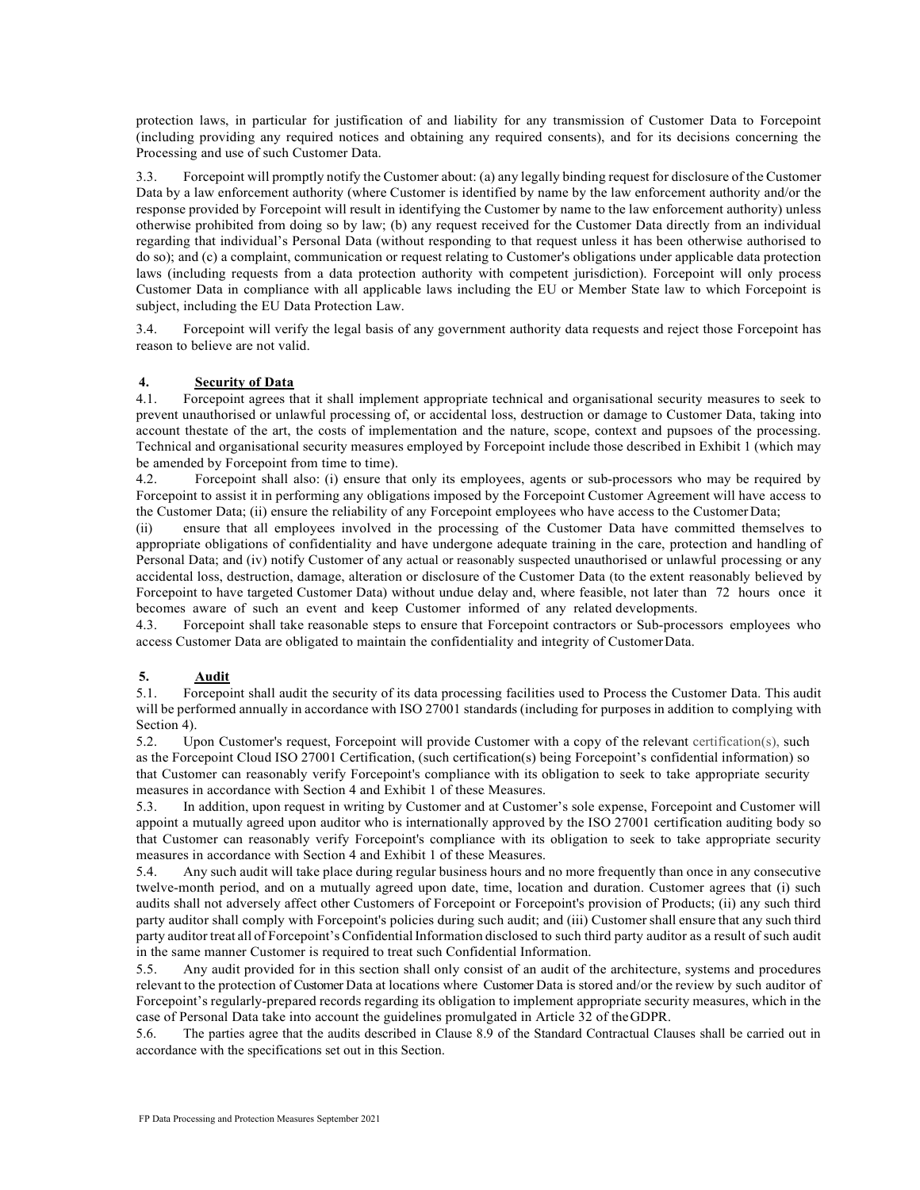protection laws, in particular for justification of and liability for any transmission of Customer Data to Forcepoint (including providing any required notices and obtaining any required consents), and for its decisions concerning the Processing and use of such Customer Data.

3.3. Forcepoint will promptly notify the Customer about: (a) any legally binding request for disclosure of the Customer Data by a law enforcement authority (where Customer is identified by name by the law enforcement authority and/or the response provided by Forcepoint will result in identifying the Customer by name to the law enforcement authority) unless otherwise prohibited from doing so by law; (b) any request received for the Customer Data directly from an individual regarding that individual's Personal Data (without responding to that request unless it has been otherwise authorised to do so); and (c) a complaint, communication or request relating to Customer's obligations under applicable data protection laws (including requests from a data protection authority with competent jurisdiction). Forcepoint will only process Customer Data in compliance with all applicable laws including the EU or Member State law to which Forcepoint is subject, including the EU Data Protection Law.

3.4. Forcepoint will verify the legal basis of any government authority data requests and reject those Forcepoint has reason to believe are not valid.

## 4. Security of Data

4.1. Forcepoint agrees that it shall implement appropriate technical and organisational security measures to seek to prevent unauthorised or unlawful processing of, or accidental loss, destruction or damage to Customer Data, taking into account thestate of the art, the costs of implementation and the nature, scope, context and pupsoes of the processing. Technical and organisational security measures employed by Forcepoint include those described in Exhibit 1 (which may be amended by Forcepoint from time to time).

4.2. Forcepoint shall also: (i) ensure that only its employees, agents or sub-processors who may be required by Forcepoint to assist it in performing any obligations imposed by the Forcepoint Customer Agreement will have access to the Customer Data; (ii) ensure the reliability of any Forcepoint employees who have access to the Customer Data;

(ii) ensure that all employees involved in the processing of the Customer Data have committed themselves to appropriate obligations of confidentiality and have undergone adequate training in the care, protection and handling of Personal Data; and (iv) notify Customer of any actual or reasonably suspected unauthorised or unlawful processing or any accidental loss, destruction, damage, alteration or disclosure of the Customer Data (to the extent reasonably believed by Forcepoint to have targeted Customer Data) without undue delay and, where feasible, not later than 72 hours once it becomes aware of such an event and keep Customer informed of any related developments.

4.3. Forcepoint shall take reasonable steps to ensure that Forcepoint contractors or Sub-processors employees who access Customer Data are obligated to maintain the confidentiality and integrity of Customer Data.

## 5. Audit

5.1. Forcepoint shall audit the security of its data processing facilities used to Process the Customer Data. This audit will be performed annually in accordance with ISO 27001 standards (including for purposes in addition to complying with Section 4).

5.2. Upon Customer's request, Forcepoint will provide Customer with a copy of the relevant certification(s), such as the Forcepoint Cloud ISO 27001 Certification, (such certification(s) being Forcepoint's confidential information) so that Customer can reasonably verify Forcepoint's compliance with its obligation to seek to take appropriate security measures in accordance with Section 4 and Exhibit 1 of these Measures.

5.3. In addition, upon request in writing by Customer and at Customer's sole expense, Forcepoint and Customer will appoint a mutually agreed upon auditor who is internationally approved by the ISO 27001 certification auditing body so that Customer can reasonably verify Forcepoint's compliance with its obligation to seek to take appropriate security measures in accordance with Section 4 and Exhibit 1 of these Measures.

5.4. Any such audit will take place during regular business hours and no more frequently than once in any consecutive twelve-month period, and on a mutually agreed upon date, time, location and duration. Customer agrees that (i) such audits shall not adversely affect other Customers of Forcepoint or Forcepoint's provision of Products; (ii) any such third party auditor shall comply with Forcepoint's policies during such audit; and (iii) Customer shall ensure that any such third party auditor treat all of Forcepoint's Confidential Information disclosed to such third party auditor as a result of such audit in the same manner Customer is required to treat such Confidential Information.

5.5. Any audit provided for in this section shall only consist of an audit of the architecture, systems and procedures relevant to the protection of Customer Data at locations where Customer Data is stored and/or the review by such auditor of Forcepoint's regularly-prepared records regarding its obligation to implement appropriate security measures, which in the case of Personal Data take into account the guidelines promulgated in Article 32 of the GDPR.

5.6. The parties agree that the audits described in Clause 8.9 of the Standard Contractual Clauses shall be carried out in accordance with the specifications set out in this Section.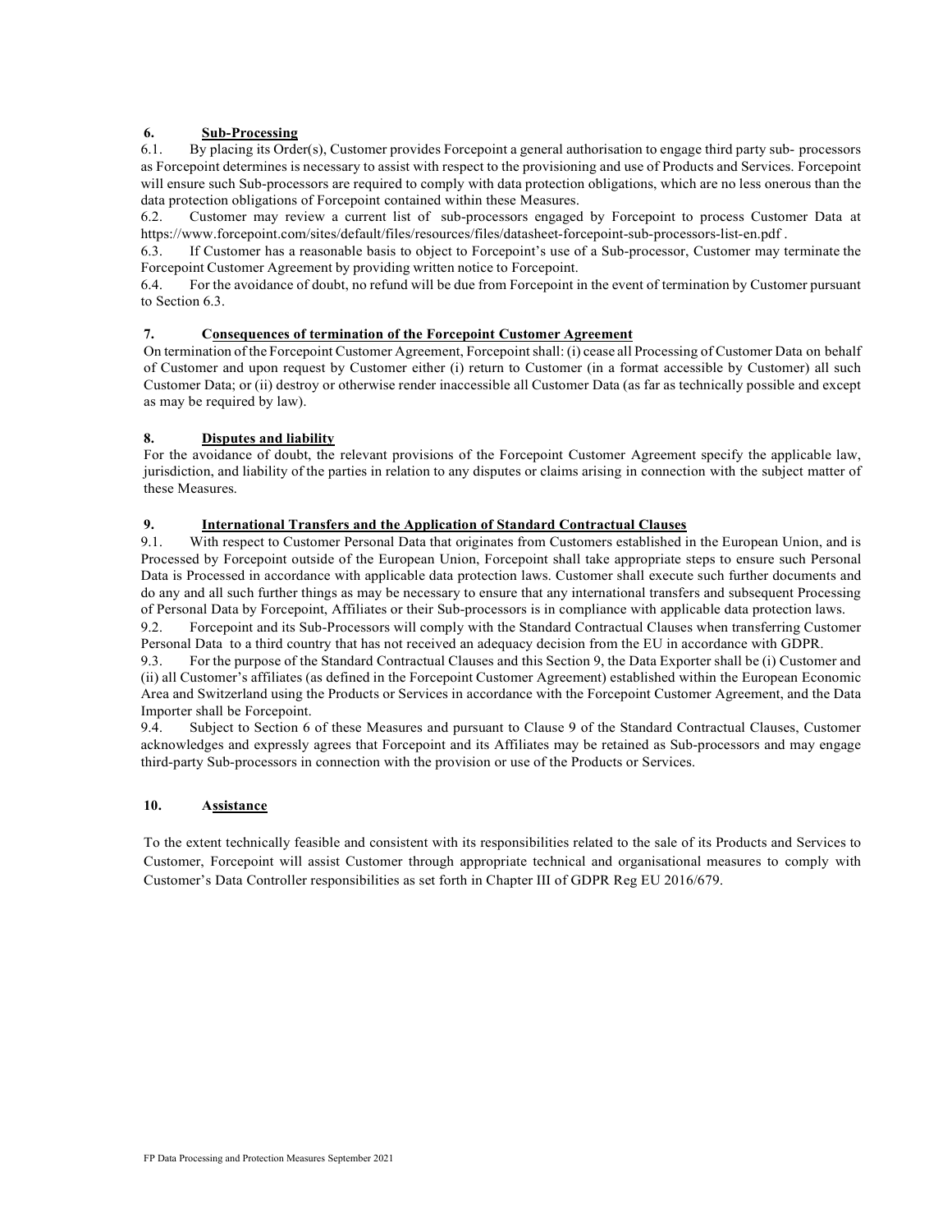## 6. Sub-Processing

6.1. By placing its Order(s), Customer provides Forcepoint a general authorisation to engage third party sub- processors as Forcepoint determines is necessary to assist with respect to the provisioning and use of Products and Services. Forcepoint will ensure such Sub-processors are required to comply with data protection obligations, which are no less onerous than the data protection obligations of Forcepoint contained within these Measures.

6.2. Customer may review a current list of sub-processors engaged by Forcepoint to process Customer Data at https://www.forcepoint.com/sites/default/files/resources/files/datasheet-forcepoint-sub-processors-list-en.pdf .

6.3. If Customer has a reasonable basis to object to Forcepoint's use of a Sub-processor, Customer may terminate the Forcepoint Customer Agreement by providing written notice to Forcepoint.

6.4. For the avoidance of doubt, no refund will be due from Forcepoint in the event of termination by Customer pursuant to Section 6.3.

## 7. Consequences of termination of the Forcepoint Customer Agreement

On termination of the Forcepoint Customer Agreement, Forcepoint shall: (i) cease all Processing of Customer Data on behalf of Customer and upon request by Customer either (i) return to Customer (in a format accessible by Customer) all such Customer Data; or (ii) destroy or otherwise render inaccessible all Customer Data (as far as technically possible and except as may be required by law).

## 8. Disputes and liability

For the avoidance of doubt, the relevant provisions of the Forcepoint Customer Agreement specify the applicable law, jurisdiction, and liability of the parties in relation to any disputes or claims arising in connection with the subject matter of these Measures.

## 9. International Transfers and the Application of Standard Contractual Clauses

9.1. With respect to Customer Personal Data that originates from Customers established in the European Union, and is Processed by Forcepoint outside of the European Union, Forcepoint shall take appropriate steps to ensure such Personal Data is Processed in accordance with applicable data protection laws. Customer shall execute such further documents and do any and all such further things as may be necessary to ensure that any international transfers and subsequent Processing of Personal Data by Forcepoint, Affiliates or their Sub-processors is in compliance with applicable data protection laws.

9.2. Forcepoint and its Sub-Processors will comply with the Standard Contractual Clauses when transferring Customer Personal Data to a third country that has not received an adequacy decision from the EU in accordance with GDPR.

9.3. For the purpose of the Standard Contractual Clauses and this Section 9, the Data Exporter shall be (i) Customer and (ii) all Customer's affiliates (as defined in the Forcepoint Customer Agreement) established within the European Economic Area and Switzerland using the Products or Services in accordance with the Forcepoint Customer Agreement, and the Data Importer shall be Forcepoint.

9.4. Subject to Section 6 of these Measures and pursuant to Clause 9 of the Standard Contractual Clauses, Customer acknowledges and expressly agrees that Forcepoint and its Affiliates may be retained as Sub-processors and may engage third-party Sub-processors in connection with the provision or use of the Products or Services.

## 10. Assistance

To the extent technically feasible and consistent with its responsibilities related to the sale of its Products and Services to Customer, Forcepoint will assist Customer through appropriate technical and organisational measures to comply with Customer's Data Controller responsibilities as set forth in Chapter III of GDPR Reg EU 2016/679.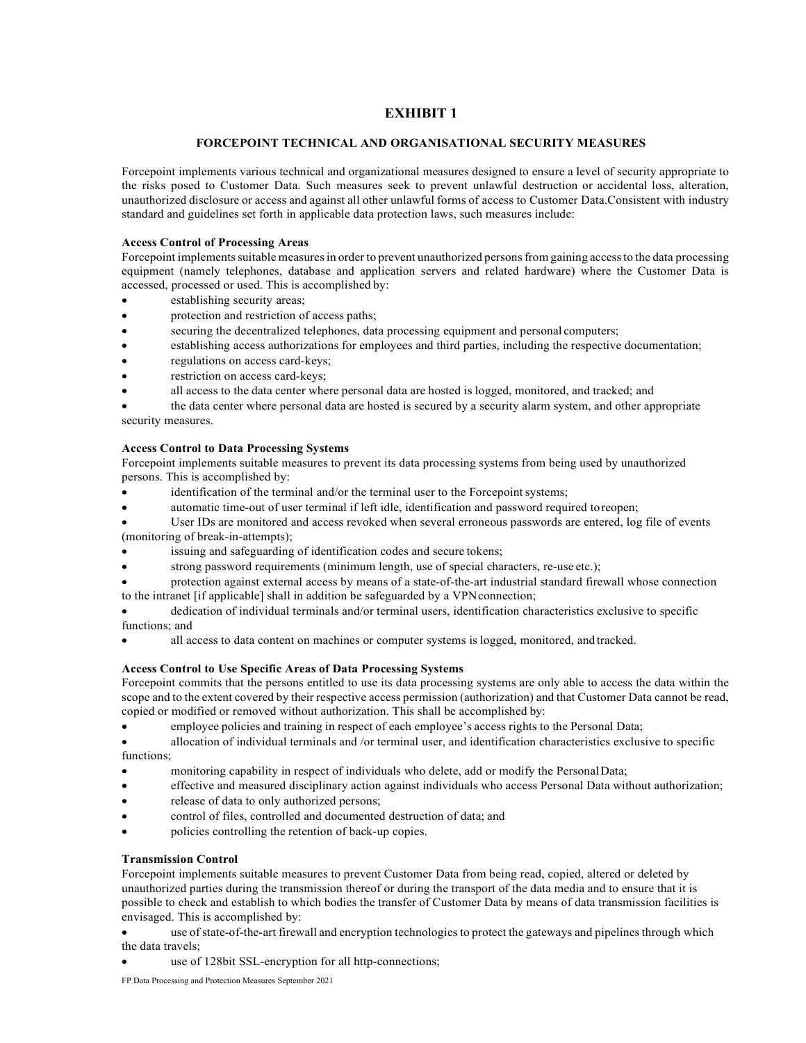# EXHIBIT 1

## FORCEPOINT TECHNICAL AND ORGANISATIONAL SECURITY MEASURES

Forcepoint implements various technical and organizational measures designed to ensure a level of security appropriate to the risks posed to Customer Data. Such measures seek to prevent unlawful destruction or accidental loss, alteration, unauthorized disclosure or access and against all other unlawful forms of access to Customer Data.Consistent with industry standard and guidelines set forth in applicable data protection laws, such measures include:

**Access Control of Processing Areas**

Forcepoint implements suitable measures in order to prevent unauthorized persons from gaining access to the data processing equipment (namely telephones, database and application servers and related hardware) where the Customer Data is accessed, processed or used. This is accomplished by:

- establishing security areas;
- protection and restriction of access paths;
- securing the decentralized telephones, data processing equipment and personal computers;
- establishing access authorizations for employees and third parties, including the respective documentation;
- regulations on access card-keys;
- restriction on access card-keys;
- all access to the data center where personal data are hosted is logged, monitored, and tracked; and
- the data center where personal data are hosted is secured by a security alarm system, and other appropriate security measures.

**Access Control to Data Processing Systems**

Forcepoint implements suitable measures to prevent its data processing systems from being used by unauthorized persons. This is accomplished by:

- identification of the terminal and/or the terminal user to the Forcepoint systems;
- automatic time-out of user terminal if left idle, identification and password required to reopen;
- User IDs are monitored and access revoked when several erroneous passwords are entered, log file of events (monitoring of break-in-attempts);
- issuing and safeguarding of identification codes and secure tokens;
- strong password requirements (minimum length, use of special characters, re-use etc.);
- protection against external access by means of a state-of-the-art industrial standard firewall whose connection to the intranet [if applicable] shall in addition be safeguarded by a VPN connection;
- dedication of individual terminals and/or terminal users, identification characteristics exclusive to specific functions; and
- all access to data content on machines or computer systems is logged, monitored, and tracked.

**Access Control to Use Specific Areas of Data Processing Systems**

Forcepoint commits that the persons entitled to use its data processing systems are only able to access the data within the scope and to the extent covered by their respective access permission (authorization) and that Customer Data cannot be read, copied or modified or removed without authorization. This shall be accomplished by:

- employee policies and training in respect of each employee's access rights to the Personal Data;
- allocation of individual terminals and /or terminal user, and identification characteristics exclusive to specific functions;
- monitoring capability in respect of individuals who delete, add or modify the Personal Data;
- effective and measured disciplinary action against individuals who access Personal Data without authorization;
- release of data to only authorized persons;
- control of files, controlled and documented destruction of data; and
- policies controlling the retention of back-up copies.

**Transmission Control**

Forcepoint implements suitable measures to prevent Customer Data from being read, copied, altered or deleted by unauthorized parties during the transmission thereof or during the transport of the data media and to ensure that it is possible to check and establish to which bodies the transfer of Customer Data by means of data transmission facilities is envisaged. This is accomplished by:

- use of state-of-the-art firewall and encryption technologies to protect the gateways and pipelines through which the data travels;
- use of 128bit SSL-encryption for all http-connections;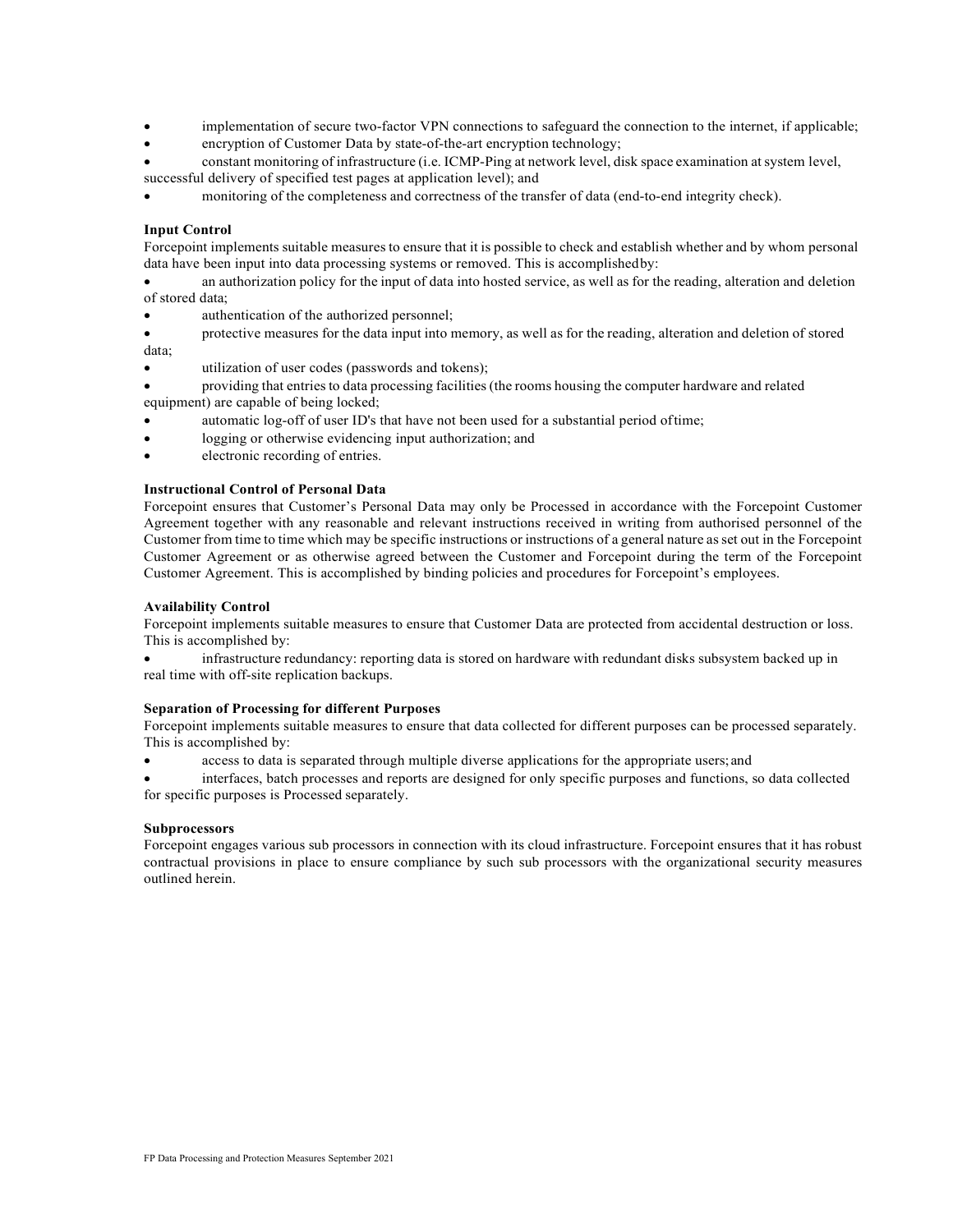- implementation of secure two-factor VPN connections to safeguard the connection to the internet, if applicable;
- encryption of Customer Data by state-of-the-art encryption technology;
- constant monitoring of infrastructure (i.e. ICMP-Ping at network level, disk space examination at system level, successful delivery of specified test pages at application level); and
- monitoring of the completeness and correctness of the transfer of data (end-to-end integrity check).

**Input Control**

Forcepoint implements suitable measures to ensure that it is possible to check and establish whether and by whom personal data have been input into data processing systems or removed. This is accomplished by:

- an authorization policy for the input of data into hosted service, as well as for the reading, alteration and deletion of stored data;
- authentication of the authorized personnel;
- protective measures for the data input into memory, as well as for the reading, alteration and deletion of stored data;
- utilization of user codes (passwords and tokens);
- providing that entries to data processing facilities (the rooms housing the computer hardware and related equipment) are capable of being locked;
- automatic log-off of user ID's that have not been used for a substantial period of time;
- logging or otherwise evidencing input authorization; and
- electronic recording of entries.

**Instructional Control of Personal Data**

Forcepoint ensures that Customer's Personal Data may only be Processed in accordance with the Forcepoint Customer Agreement together with any reasonable and relevant instructions received in writing from authorised personnel of the Customer from time to time which may be specific instructions or instructions of a general nature as set out in the Forcepoint Customer Agreement or as otherwise agreed between the Customer and Forcepoint during the term of the Forcepoint Customer Agreement. This is accomplished by binding policies and procedures for Forcepoint's employees.

**Availability Control**

Forcepoint implements suitable measures to ensure that Customer Data are protected from accidental destruction or loss. This is accomplished by:

- infrastructure redundancy: reporting data is stored on hardware with redundant disks subsystem backed up in real time with off-site replication backups.

**Separation of Processing for different Purposes**

Forcepoint implements suitable measures to ensure that data collected for different purposes can be processed separately. This is accomplished by:

- access to data is separated through multiple diverse applications for the appropriate users; and
- interfaces, batch processes and reports are designed for only specific purposes and functions, so data collected for specific purposes is Processed separately.

**Subprocessors**

Forcepoint engages various sub processors in connection with its cloud infrastructure. Forcepoint ensures that it has robust contractual provisions in place to ensure compliance by such sub processors with the organizational security measures outlined herein.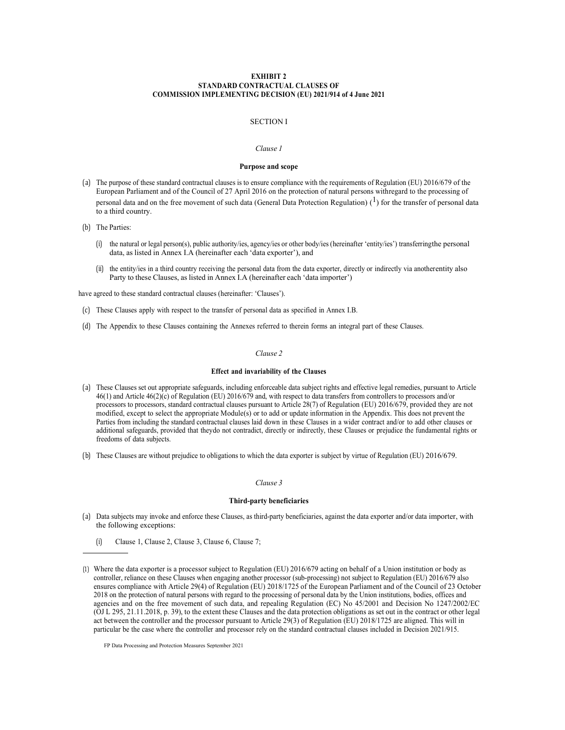**EXHIBIT 2**
**STANDARD CONTRACTUAL CLAUSES OF**
**COMMISSION IMPLEMENTING DECISION (EU) 2021/914 of 4 June 2021**

SECTION I

*Clause 1*

**Purpose and scope**

(a) The purpose of these standard contractual clauses is to ensure compliance with the requirements of Regulation (EU) 2016/679 of the European Parliament and of the Council of 27 April 2016 on the protection of natural persons withregard to the processing of personal data and on the free movement of such data (General Data Protection Regulation) ([1]) for the transfer of personal data to a third country.

(b) The Parties:

(i) the natural or legal person(s), public authority/ies, agency/ies or other body/ies (hereinafter 'entity/ies') transferringthe personal data, as listed in Annex I.A (hereinafter each 'data exporter'), and

(ii) the entity/ies in a third country receiving the personal data from the data exporter, directly or indirectly via anotherentity also Party to these Clauses, as listed in Annex I.A (hereinafter each 'data importer')

have agreed to these standard contractual clauses (hereinafter: 'Clauses').

(c) These Clauses apply with respect to the transfer of personal data as specified in Annex I.B.

(d) The Appendix to these Clauses containing the Annexes referred to therein forms an integral part of these Clauses.

*Clause 2*

**Effect and invariability of the Clauses**

(a) These Clauses set out appropriate safeguards, including enforceable data subject rights and effective legal remedies, pursuant to Article 46(1) and Article 46(2)(c) of Regulation (EU) 2016/679 and, with respect to data transfers from controllers to processors and/or processors to processors, standard contractual clauses pursuant to Article 28(7) of Regulation (EU) 2016/679, provided they are not modified, except to select the appropriate Module(s) or to add or update information in the Appendix. This does not prevent the Parties from including the standard contractual clauses laid down in these Clauses in a wider contract and/or to add other clauses or additional safeguards, provided that theydo not contradict, directly or indirectly, these Clauses or prejudice the fundamental rights or freedoms of data subjects.

(b) These Clauses are without prejudice to obligations to which the data exporter is subject by virtue of Regulation (EU) 2016/679.

*Clause 3*

**Third-party beneficiaries**

(a) Data subjects may invoke and enforce these Clauses, as third-party beneficiaries, against the data exporter and/or data importer, with the following exceptions:

(i) Clause 1, Clause 2, Clause 3, Clause 6, Clause 7;

---

(1) Where the data exporter is a processor subject to Regulation (EU) 2016/679 acting on behalf of a Union institution or body as controller, reliance on these Clauses when engaging another processor (sub-processing) not subject to Regulation (EU) 2016/679 also ensures compliance with Article 29(4) of Regulation (EU) 2018/1725 of the European Parliament and of the Council of 23 October 2018 on the protection of natural persons with regard to the processing of personal data by the Union institutions, bodies, offices and agencies and on the free movement of such data, and repealing Regulation (EC) No 45/2001 and Decision No 1247/2002/EC (OJ L 295, 21.11.2018, p. 39), to the extent these Clauses and the data protection obligations as set out in the contract or other legal act between the controller and the processor pursuant to Article 29(3) of Regulation (EU) 2018/1725 are aligned. This will in particular be the case where the controller and processor rely on the standard contractual clauses included in Decision 2021/915.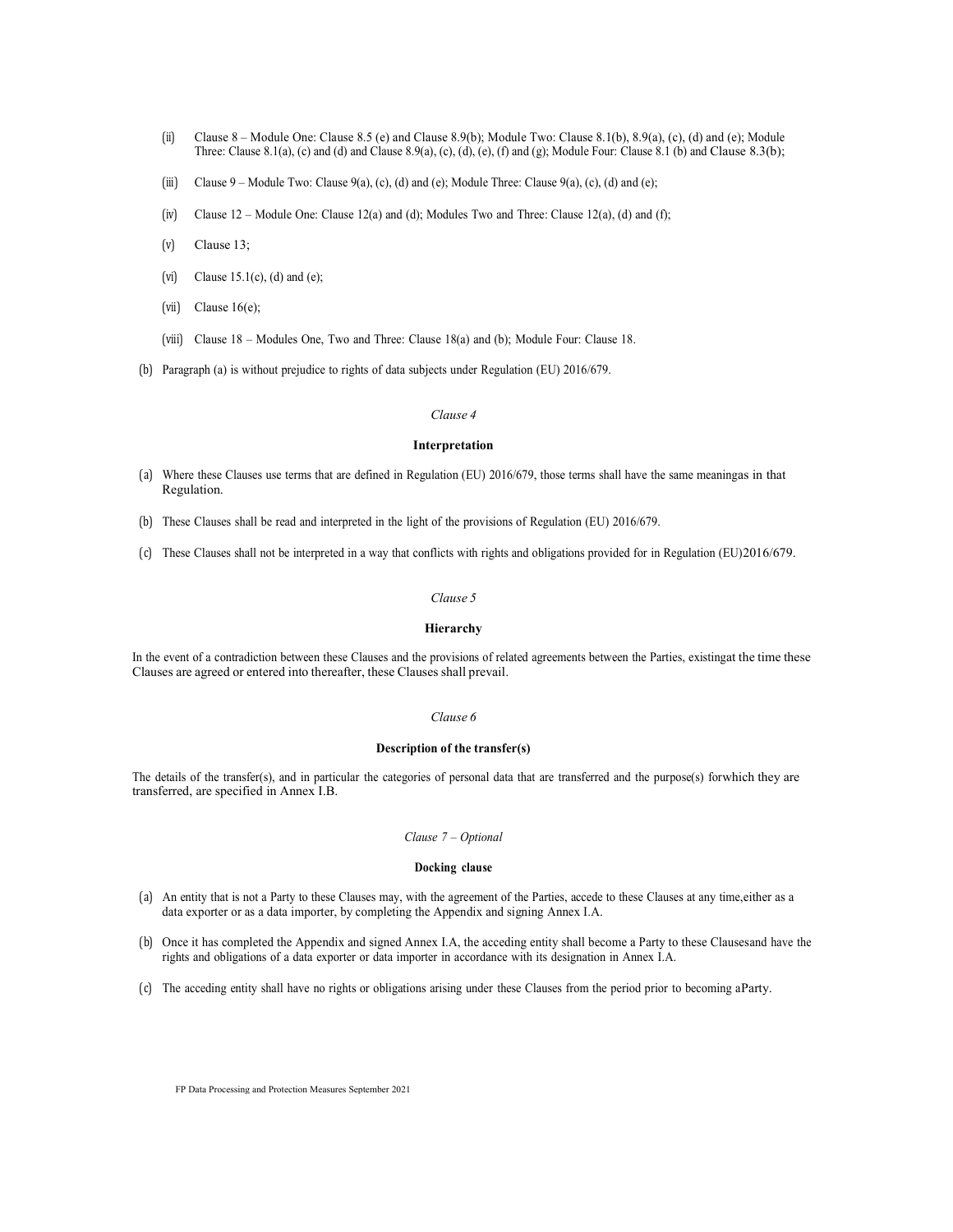(ii) Clause 8 – Module One: Clause 8.5 (e) and Clause 8.9(b); Module Two: Clause 8.1(b), 8.9(a), (c), (d) and (e); Module Three: Clause 8.1(a), (c) and (d) and Clause 8.9(a), (c), (d), (e), (f) and (g); Module Four: Clause 8.1 (b) and Clause 8.3(b);

(iii) Clause 9 – Module Two: Clause 9(a), (c), (d) and (e); Module Three: Clause 9(a), (c), (d) and (e);

(iv) Clause 12 – Module One: Clause 12(a) and (d); Modules Two and Three: Clause 12(a), (d) and (f);

(v) Clause 13;

(vi) Clause 15.1(c), (d) and (e);

(vii) Clause 16(e);

(viii) Clause 18 – Modules One, Two and Three: Clause 18(a) and (b); Module Four: Clause 18.

(b) Paragraph (a) is without prejudice to rights of data subjects under Regulation (EU) 2016/679.

*Clause 4*

**Interpretation**

(a) Where these Clauses use terms that are defined in Regulation (EU) 2016/679, those terms shall have the same meaningas in that Regulation.

(b) These Clauses shall be read and interpreted in the light of the provisions of Regulation (EU) 2016/679.

(c) These Clauses shall not be interpreted in a way that conflicts with rights and obligations provided for in Regulation (EU)2016/679.

*Clause 5*

**Hierarchy**

In the event of a contradiction between these Clauses and the provisions of related agreements between the Parties, existingat the time these Clauses are agreed or entered into thereafter, these Clauses shall prevail.

*Clause 6*

**Description of the transfer(s)**

The details of the transfer(s), and in particular the categories of personal data that are transferred and the purpose(s) forwhich they are transferred, are specified in Annex I.B.

*Clause 7 – Optional*

**Docking clause**

(a) An entity that is not a Party to these Clauses may, with the agreement of the Parties, accede to these Clauses at any time,either as a data exporter or as a data importer, by completing the Appendix and signing Annex I.A.

(b) Once it has completed the Appendix and signed Annex I.A, the acceding entity shall become a Party to these Clausesand have the rights and obligations of a data exporter or data importer in accordance with its designation in Annex I.A.

(c) The acceding entity shall have no rights or obligations arising under these Clauses from the period prior to becoming aParty.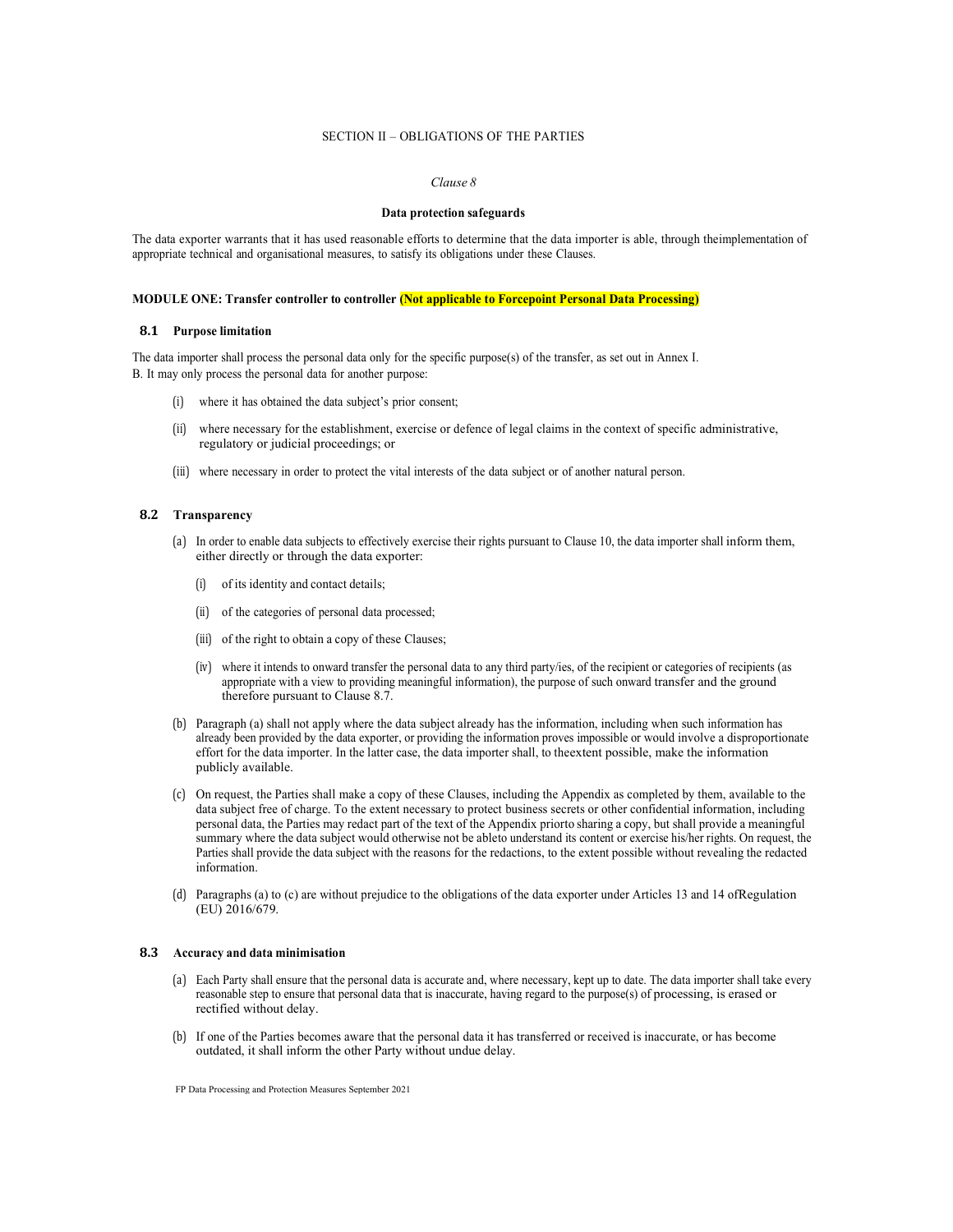SECTION II – OBLIGATIONS OF THE PARTIES

*Clause 8*

**Data protection safeguards**

The data exporter warrants that it has used reasonable efforts to determine that the data importer is able, through theimplementation of appropriate technical and organisational measures, to satisfy its obligations under these Clauses.

**MODULE ONE: Transfer controller to controller (Not applicable to Forcepoint Personal Data Processing)**

**8.1 Purpose limitation**

The data importer shall process the personal data only for the specific purpose(s) of the transfer, as set out in Annex I. B. It may only process the personal data for another purpose:

(i) where it has obtained the data subject's prior consent;

(ii) where necessary for the establishment, exercise or defence of legal claims in the context of specific administrative, regulatory or judicial proceedings; or

(iii) where necessary in order to protect the vital interests of the data subject or of another natural person.

**8.2 Transparency**

(a) In order to enable data subjects to effectively exercise their rights pursuant to Clause 10, the data importer shall inform them, either directly or through the data exporter:

(i) of its identity and contact details;

(ii) of the categories of personal data processed;

(iii) of the right to obtain a copy of these Clauses;

(iv) where it intends to onward transfer the personal data to any third party/ies, of the recipient or categories of recipients (as appropriate with a view to providing meaningful information), the purpose of such onward transfer and the ground therefore pursuant to Clause 8.7.

(b) Paragraph (a) shall not apply where the data subject already has the information, including when such information has already been provided by the data exporter, or providing the information proves impossible or would involve a disproportionate effort for the data importer. In the latter case, the data importer shall, to theextent possible, make the information publicly available.

(c) On request, the Parties shall make a copy of these Clauses, including the Appendix as completed by them, available to the data subject free of charge. To the extent necessary to protect business secrets or other confidential information, including personal data, the Parties may redact part of the text of the Appendix priorto sharing a copy, but shall provide a meaningful summary where the data subject would otherwise not be ableto understand its content or exercise his/her rights. On request, the Parties shall provide the data subject with the reasons for the redactions, to the extent possible without revealing the redacted information.

(d) Paragraphs (a) to (c) are without prejudice to the obligations of the data exporter under Articles 13 and 14 ofRegulation (EU) 2016/679.

**8.3 Accuracy and data minimisation**

(a) Each Party shall ensure that the personal data is accurate and, where necessary, kept up to date. The data importer shall take every reasonable step to ensure that personal data that is inaccurate, having regard to the purpose(s) of processing, is erased or rectified without delay.

(b) If one of the Parties becomes aware that the personal data it has transferred or received is inaccurate, or has become outdated, it shall inform the other Party without undue delay.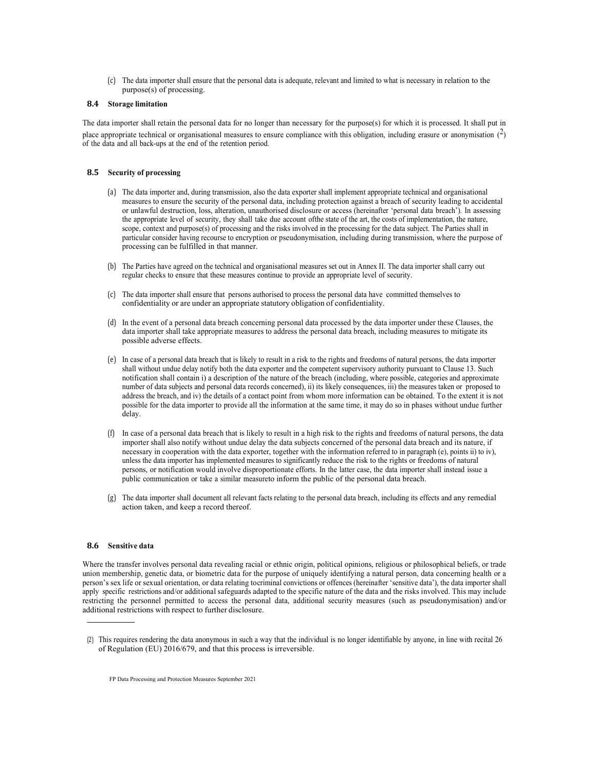(c) The data importer shall ensure that the personal data is adequate, relevant and limited to what is necessary in relation to the purpose(s) of processing.

### 8.4 Storage limitation

The data importer shall retain the personal data for no longer than necessary for the purpose(s) for which it is processed. It shall put in place appropriate technical or organisational measures to ensure compliance with this obligation, including erasure or anonymisation [2] of the data and all back-ups at the end of the retention period.

### 8.5 Security of processing

(a) The data importer and, during transmission, also the data exporter shall implement appropriate technical and organisational measures to ensure the security of the personal data, including protection against a breach of security leading to accidental or unlawful destruction, loss, alteration, unauthorised disclosure or access (hereinafter 'personal data breach'). In assessing the appropriate level of security, they shall take due account ofthe state of the art, the costs of implementation, the nature, scope, context and purpose(s) of processing and the risks involved in the processing for the data subject. The Parties shall in particular consider having recourse to encryption or pseudonymisation, including during transmission, where the purpose of processing can be fulfilled in that manner.

(b) The Parties have agreed on the technical and organisational measures set out in Annex II. The data importer shall carry out regular checks to ensure that these measures continue to provide an appropriate level of security.

(c) The data importer shall ensure that persons authorised to process the personal data have committed themselves to confidentiality or are under an appropriate statutory obligation of confidentiality.

(d) In the event of a personal data breach concerning personal data processed by the data importer under these Clauses, the data importer shall take appropriate measures to address the personal data breach, including measures to mitigate its possible adverse effects.

(e) In case of a personal data breach that is likely to result in a risk to the rights and freedoms of natural persons, the data importer shall without undue delay notify both the data exporter and the competent supervisory authority pursuant to Clause 13. Such notification shall contain i) a description of the nature of the breach (including, where possible, categories and approximate number of data subjects and personal data records concerned), ii) its likely consequences, iii) the measures taken or proposed to address the breach, and iv) the details of a contact point from whom more information can be obtained. To the extent it is not possible for the data importer to provide all the information at the same time, it may do so in phases without undue further delay.

(f) In case of a personal data breach that is likely to result in a high risk to the rights and freedoms of natural persons, the data importer shall also notify without undue delay the data subjects concerned of the personal data breach and its nature, if necessary in cooperation with the data exporter, together with the information referred to in paragraph (e), points ii) to iv), unless the data importer has implemented measures to significantly reduce the risk to the rights or freedoms of natural persons, or notification would involve disproportionate efforts. In the latter case, the data importer shall instead issue a public communication or take a similar measureto inform the public of the personal data breach.

(g) The data importer shall document all relevant facts relating to the personal data breach, including its effects and any remedial action taken, and keep a record thereof.

### 8.6 Sensitive data

Where the transfer involves personal data revealing racial or ethnic origin, political opinions, religious or philosophical beliefs, or trade union membership, genetic data, or biometric data for the purpose of uniquely identifying a natural person, data concerning health or a person's sex life or sexual orientation, or data relating tocriminal convictions or offences (hereinafter 'sensitive data'), the data importer shall apply specific restrictions and/or additional safeguards adapted to the specific nature of the data and the risks involved. This may include restricting the personnel permitted to access the personal data, additional security measures (such as pseudonymisation) and/or additional restrictions with respect to further disclosure.

---

[2] This requires rendering the data anonymous in such a way that the individual is no longer identifiable by anyone, in line with recital 26 of Regulation (EU) 2016/679, and that this process is irreversible.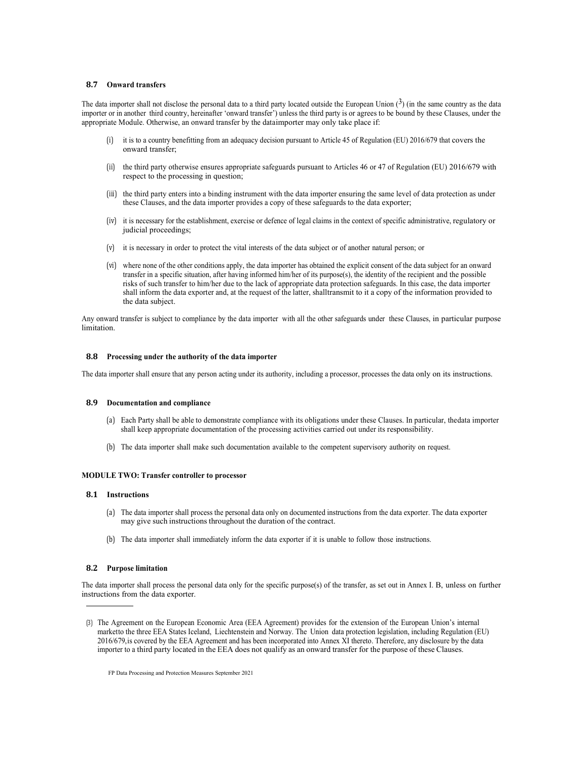### 8.7 Onward transfers

The data importer shall not disclose the personal data to a third party located outside the European Union [3] (in the same country as the data importer or in another third country, hereinafter 'onward transfer') unless the third party is or agrees to be bound by these Clauses, under the appropriate Module. Otherwise, an onward transfer by the dataimporter may only take place if:

(i) it is to a country benefitting from an adequacy decision pursuant to Article 45 of Regulation (EU) 2016/679 that covers the onward transfer;

(ii) the third party otherwise ensures appropriate safeguards pursuant to Articles 46 or 47 of Regulation (EU) 2016/679 with respect to the processing in question;

(iii) the third party enters into a binding instrument with the data importer ensuring the same level of data protection as under these Clauses, and the data importer provides a copy of these safeguards to the data exporter;

(iv) it is necessary for the establishment, exercise or defence of legal claims in the context of specific administrative, regulatory or judicial proceedings;

(v) it is necessary in order to protect the vital interests of the data subject or of another natural person; or

(vi) where none of the other conditions apply, the data importer has obtained the explicit consent of the data subject for an onward transfer in a specific situation, after having informed him/her of its purpose(s), the identity of the recipient and the possible risks of such transfer to him/her due to the lack of appropriate data protection safeguards. In this case, the data importer shall inform the data exporter and, at the request of the latter, shalltransmit to it a copy of the information provided to the data subject.

Any onward transfer is subject to compliance by the data importer with all the other safeguards under these Clauses, in particular purpose limitation.

### 8.8 Processing under the authority of the data importer

The data importer shall ensure that any person acting under its authority, including a processor, processes the data only on its instructions.

### 8.9 Documentation and compliance

(a) Each Party shall be able to demonstrate compliance with its obligations under these Clauses. In particular, thedata importer shall keep appropriate documentation of the processing activities carried out under its responsibility.

(b) The data importer shall make such documentation available to the competent supervisory authority on request.

**MODULE TWO: Transfer controller to processor**

### 8.1 Instructions

(a) The data importer shall process the personal data only on documented instructions from the data exporter. The data exporter may give such instructions throughout the duration of the contract.

(b) The data importer shall immediately inform the data exporter if it is unable to follow those instructions.

### 8.2 Purpose limitation

The data importer shall process the personal data only for the specific purpose(s) of the transfer, as set out in Annex I. B, unless on further instructions from the data exporter.

---

(3) The Agreement on the European Economic Area (EEA Agreement) provides for the extension of the European Union's internal marketto the three EEA States Iceland, Liechtenstein and Norway. The Union data protection legislation, including Regulation (EU) 2016/679,is covered by the EEA Agreement and has been incorporated into Annex XI thereto. Therefore, any disclosure by the data importer to a third party located in the EEA does not qualify as an onward transfer for the purpose of these Clauses.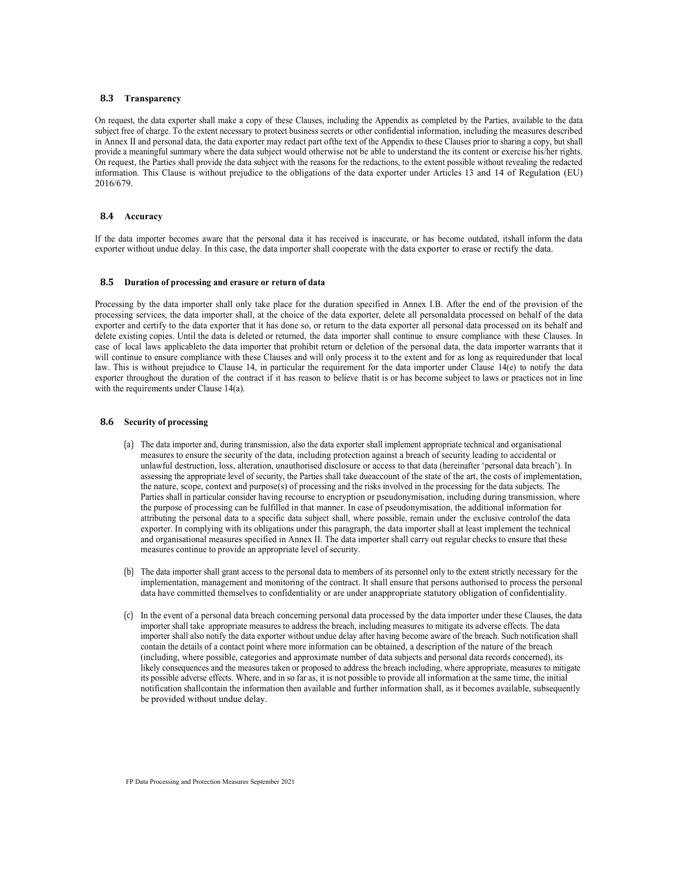### 8.3 Transparency

On request, the data exporter shall make a copy of these Clauses, including the Appendix as completed by the Parties, available to the data subject free of charge. To the extent necessary to protect business secrets or other confidential information, including the measures described in Annex II and personal data, the data exporter may redact part ofthe text of the Appendix to these Clauses prior to sharing a copy, but shall provide a meaningful summary where the data subject would otherwise not be able to understand the its content or exercise his/her rights. On request, the Parties shall provide the data subject with the reasons for the redactions, to the extent possible without revealing the redacted information. This Clause is without prejudice to the obligations of the data exporter under Articles 13 and 14 of Regulation (EU) 2016/679.

### 8.4 Accuracy

If the data importer becomes aware that the personal data it has received is inaccurate, or has become outdated, itshall inform the data exporter without undue delay. In this case, the data importer shall cooperate with the data exporter to erase or rectify the data.

### 8.5 Duration of processing and erasure or return of data

Processing by the data importer shall only take place for the duration specified in Annex I.B. After the end of the provision of the processing services, the data importer shall, at the choice of the data exporter, delete all personaldata processed on behalf of the data exporter and certify to the data exporter that it has done so, or return to the data exporter all personal data processed on its behalf and delete existing copies. Until the data is deleted or returned, the data importer shall continue to ensure compliance with these Clauses. In case of local laws applicableto the data importer that prohibit return or deletion of the personal data, the data importer warrants that it will continue to ensure compliance with these Clauses and will only process it to the extent and for as long as requiredunder that local law. This is without prejudice to Clause 14, in particular the requirement for the data importer under Clause 14(e) to notify the data exporter throughout the duration of the contract if it has reason to believe thatit is or has become subject to laws or practices not in line with the requirements under Clause 14(a).

### 8.6 Security of processing

(a) The data importer and, during transmission, also the data exporter shall implement appropriate technical and organisational measures to ensure the security of the data, including protection against a breach of security leading to accidental or unlawful destruction, loss, alteration, unauthorised disclosure or access to that data (hereinafter 'personal data breach'). In assessing the appropriate level of security, the Parties shall take dueaccount of the state of the art, the costs of implementation, the nature, scope, context and purpose(s) of processing and the risks involved in the processing for the data subjects. The Parties shall in particular consider having recourse to encryption or pseudonymisation, including during transmission, where the purpose of processing can be fulfilled in that manner. In case of pseudonymisation, the additional information for attributing the personal data to a specific data subject shall, where possible, remain under the exclusive controlof the data exporter. In complying with its obligations under this paragraph, the data importer shall at least implement the technical and organisational measures specified in Annex II. The data importer shall carry out regular checks to ensure that these measures continue to provide an appropriate level of security.

(b) The data importer shall grant access to the personal data to members of its personnel only to the extent strictly necessary for the implementation, management and monitoring of the contract. It shall ensure that persons authorised to process the personal data have committed themselves to confidentiality or are under anappropriate statutory obligation of confidentiality.

(c) In the event of a personal data breach concerning personal data processed by the data importer under these Clauses, the data importer shall take appropriate measures to address the breach, including measures to mitigate its adverse effects. The data importer shall also notify the data exporter without undue delay after having become aware of the breach. Such notification shall contain the details of a contact point where more information can be obtained, a description of the nature of the breach (including, where possible, categories and approximate number of data subjects and personal data records concerned), its likely consequences and the measures taken or proposed to address the breach including, where appropriate, measures to mitigate its possible adverse effects. Where, and in so far as, it is not possible to provide all information at the same time, the initial notification shallcontain the information then available and further information shall, as it becomes available, subsequently be provided without undue delay.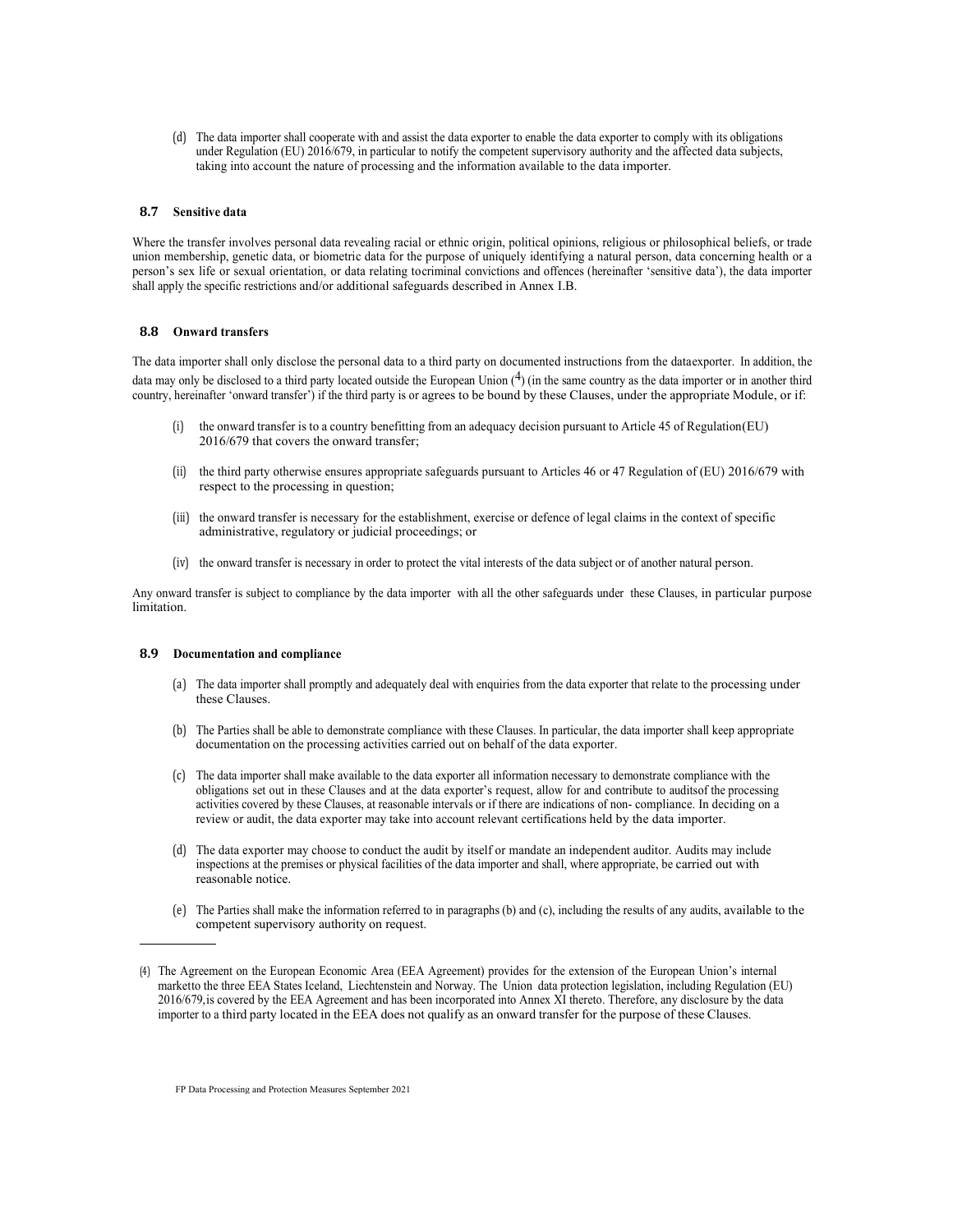(d) The data importer shall cooperate with and assist the data exporter to enable the data exporter to comply with its obligations under Regulation (EU) 2016/679, in particular to notify the competent supervisory authority and the affected data subjects, taking into account the nature of processing and the information available to the data importer.

### 8.7 Sensitive data

Where the transfer involves personal data revealing racial or ethnic origin, political opinions, religious or philosophical beliefs, or trade union membership, genetic data, or biometric data for the purpose of uniquely identifying a natural person, data concerning health or a person's sex life or sexual orientation, or data relating tocriminal convictions and offences (hereinafter 'sensitive data'), the data importer shall apply the specific restrictions and/or additional safeguards described in Annex I.B.

### 8.8 Onward transfers

The data importer shall only disclose the personal data to a third party on documented instructions from the dataexporter. In addition, the data may only be disclosed to a third party located outside the European Union ([4]) (in the same country as the data importer or in another third country, hereinafter 'onward transfer') if the third party is or agrees to be bound by these Clauses, under the appropriate Module, or if:

(i) the onward transfer is to a country benefitting from an adequacy decision pursuant to Article 45 of Regulation(EU) 2016/679 that covers the onward transfer;

(ii) the third party otherwise ensures appropriate safeguards pursuant to Articles 46 or 47 Regulation of (EU) 2016/679 with respect to the processing in question;

(iii) the onward transfer is necessary for the establishment, exercise or defence of legal claims in the context of specific administrative, regulatory or judicial proceedings; or

(iv) the onward transfer is necessary in order to protect the vital interests of the data subject or of another natural person.

Any onward transfer is subject to compliance by the data importer with all the other safeguards under these Clauses, in particular purpose limitation.

### 8.9 Documentation and compliance

(a) The data importer shall promptly and adequately deal with enquiries from the data exporter that relate to the processing under these Clauses.

(b) The Parties shall be able to demonstrate compliance with these Clauses. In particular, the data importer shall keep appropriate documentation on the processing activities carried out on behalf of the data exporter.

(c) The data importer shall make available to the data exporter all information necessary to demonstrate compliance with the obligations set out in these Clauses and at the data exporter's request, allow for and contribute to auditsof the processing activities covered by these Clauses, at reasonable intervals or if there are indications of non- compliance. In deciding on a review or audit, the data exporter may take into account relevant certifications held by the data importer.

(d) The data exporter may choose to conduct the audit by itself or mandate an independent auditor. Audits may include inspections at the premises or physical facilities of the data importer and shall, where appropriate, be carried out with reasonable notice.

(e) The Parties shall make the information referred to in paragraphs (b) and (c), including the results of any audits, available to the competent supervisory authority on request.

---

(4) The Agreement on the European Economic Area (EEA Agreement) provides for the extension of the European Union's internal marketto the three EEA States Iceland, Liechtenstein and Norway. The Union data protection legislation, including Regulation (EU) 2016/679,is covered by the EEA Agreement and has been incorporated into Annex XI thereto. Therefore, any disclosure by the data importer to a third party located in the EEA does not qualify as an onward transfer for the purpose of these Clauses.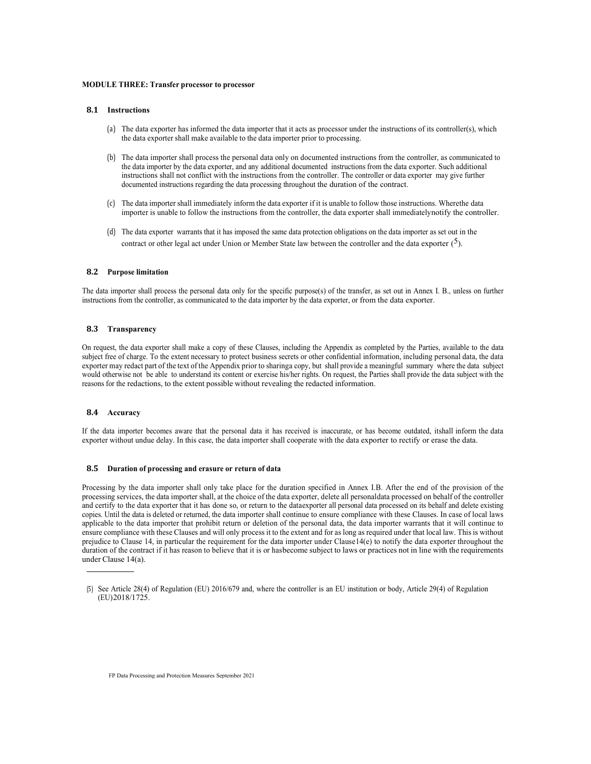**MODULE THREE: Transfer processor to processor**

### 8.1 Instructions

(a) The data exporter has informed the data importer that it acts as processor under the instructions of its controller(s), which the data exporter shall make available to the data importer prior to processing.

(b) The data importer shall process the personal data only on documented instructions from the controller, as communicated to the data importer by the data exporter, and any additional documented instructions from the data exporter. Such additional instructions shall not conflict with the instructions from the controller. The controller or data exporter may give further documented instructions regarding the data processing throughout the duration of the contract.

(c) The data importer shall immediately inform the data exporter if it is unable to follow those instructions. Wherethe data importer is unable to follow the instructions from the controller, the data exporter shall immediatelynotify the controller.

(d) The data exporter warrants that it has imposed the same data protection obligations on the data importer as set out in the contract or other legal act under Union or Member State law between the controller and the data exporter (5).

### 8.2 Purpose limitation

The data importer shall process the personal data only for the specific purpose(s) of the transfer, as set out in Annex I. B., unless on further instructions from the controller, as communicated to the data importer by the data exporter, or from the data exporter.

### 8.3 Transparency

On request, the data exporter shall make a copy of these Clauses, including the Appendix as completed by the Parties, available to the data subject free of charge. To the extent necessary to protect business secrets or other confidential information, including personal data, the data exporter may redact part of the text of the Appendix prior to sharinga copy, but shall provide a meaningful summary where the data subject would otherwise not be able to understand its content or exercise his/her rights. On request, the Parties shall provide the data subject with the reasons for the redactions, to the extent possible without revealing the redacted information.

### 8.4 Accuracy

If the data importer becomes aware that the personal data it has received is inaccurate, or has become outdated, itshall inform the data exporter without undue delay. In this case, the data importer shall cooperate with the data exporter to rectify or erase the data.

### 8.5 Duration of processing and erasure or return of data

Processing by the data importer shall only take place for the duration specified in Annex I.B. After the end of the provision of the processing services, the data importer shall, at the choice of the data exporter, delete all personaldata processed on behalf of the controller and certify to the data exporter that it has done so, or return to the dataexporter all personal data processed on its behalf and delete existing copies. Until the data is deleted or returned, the data importer shall continue to ensure compliance with these Clauses. In case of local laws applicable to the data importer that prohibit return or deletion of the personal data, the data importer warrants that it will continue to ensure compliance with these Clauses and will only process it to the extent and for as long as required under that local law. This is without prejudice to Clause 14, in particular the requirement for the data importer under Clause14(e) to notify the data exporter throughout the duration of the contract if it has reason to believe that it is or hasbecome subject to laws or practices not in line with the requirements under Clause 14(a).

---

(5) See Article 28(4) of Regulation (EU) 2016/679 and, where the controller is an EU institution or body, Article 29(4) of Regulation (EU)2018/1725.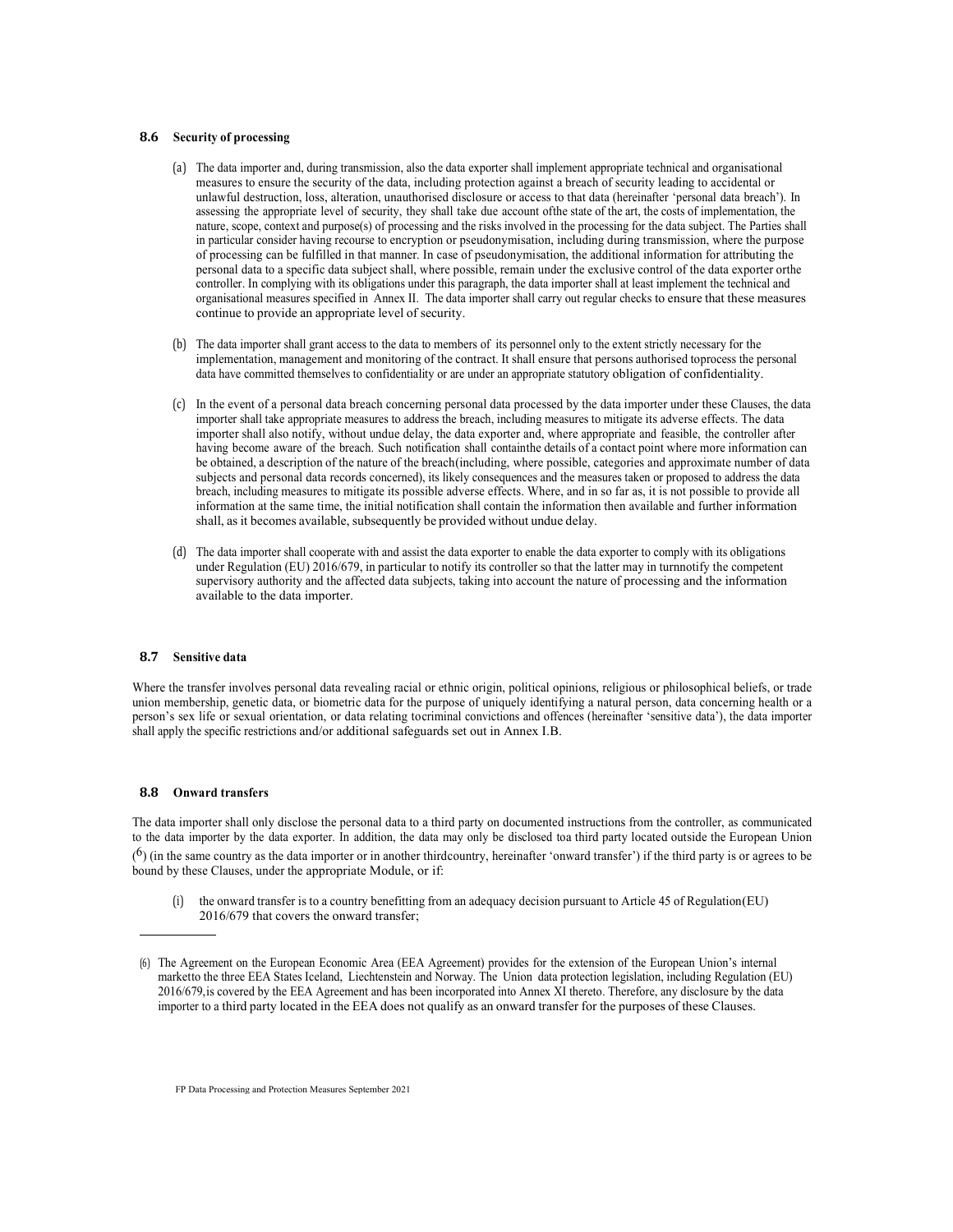### 8.6 Security of processing

(a) The data importer and, during transmission, also the data exporter shall implement appropriate technical and organisational measures to ensure the security of the data, including protection against a breach of security leading to accidental or unlawful destruction, loss, alteration, unauthorised disclosure or access to that data (hereinafter 'personal data breach'). In assessing the appropriate level of security, they shall take due account ofthe state of the art, the costs of implementation, the nature, scope, context and purpose(s) of processing and the risks involved in the processing for the data subject. The Parties shall in particular consider having recourse to encryption or pseudonymisation, including during transmission, where the purpose of processing can be fulfilled in that manner. In case of pseudonymisation, the additional information for attributing the personal data to a specific data subject shall, where possible, remain under the exclusive control of the data exporter orthe controller. In complying with its obligations under this paragraph, the data importer shall at least implement the technical and organisational measures specified in Annex II. The data importer shall carry out regular checks to ensure that these measures continue to provide an appropriate level of security.

(b) The data importer shall grant access to the data to members of its personnel only to the extent strictly necessary for the implementation, management and monitoring of the contract. It shall ensure that persons authorised toprocess the personal data have committed themselves to confidentiality or are under an appropriate statutory obligation of confidentiality.

(c) In the event of a personal data breach concerning personal data processed by the data importer under these Clauses, the data importer shall take appropriate measures to address the breach, including measures to mitigate its adverse effects. The data importer shall also notify, without undue delay, the data exporter and, where appropriate and feasible, the controller after having become aware of the breach. Such notification shall containthe details of a contact point where more information can be obtained, a description of the nature of the breach(including, where possible, categories and approximate number of data subjects and personal data records concerned), its likely consequences and the measures taken or proposed to address the data breach, including measures to mitigate its possible adverse effects. Where, and in so far as, it is not possible to provide all information at the same time, the initial notification shall contain the information then available and further information shall, as it becomes available, subsequently be provided without undue delay.

(d) The data importer shall cooperate with and assist the data exporter to enable the data exporter to comply with its obligations under Regulation (EU) 2016/679, in particular to notify its controller so that the latter may in turnnotify the competent supervisory authority and the affected data subjects, taking into account the nature of processing and the information available to the data importer.

### 8.7 Sensitive data

Where the transfer involves personal data revealing racial or ethnic origin, political opinions, religious or philosophical beliefs, or trade union membership, genetic data, or biometric data for the purpose of uniquely identifying a natural person, data concerning health or a person's sex life or sexual orientation, or data relating tocriminal convictions and offences (hereinafter 'sensitive data'), the data importer shall apply the specific restrictions and/or additional safeguards set out in Annex I.B.

### 8.8 Onward transfers

The data importer shall only disclose the personal data to a third party on documented instructions from the controller, as communicated to the data importer by the data exporter. In addition, the data may only be disclosed toa third party located outside the European Union ([6]) (in the same country as the data importer or in another thirdcountry, hereinafter 'onward transfer') if the third party is or agrees to be bound by these Clauses, under the appropriate Module, or if:

(i) the onward transfer is to a country benefitting from an adequacy decision pursuant to Article 45 of Regulation(EU) 2016/679 that covers the onward transfer;

---

[6] The Agreement on the European Economic Area (EEA Agreement) provides for the extension of the European Union's internal marketto the three EEA States Iceland, Liechtenstein and Norway. The Union data protection legislation, including Regulation (EU) 2016/679,is covered by the EEA Agreement and has been incorporated into Annex XI thereto. Therefore, any disclosure by the data importer to a third party located in the EEA does not qualify as an onward transfer for the purposes of these Clauses.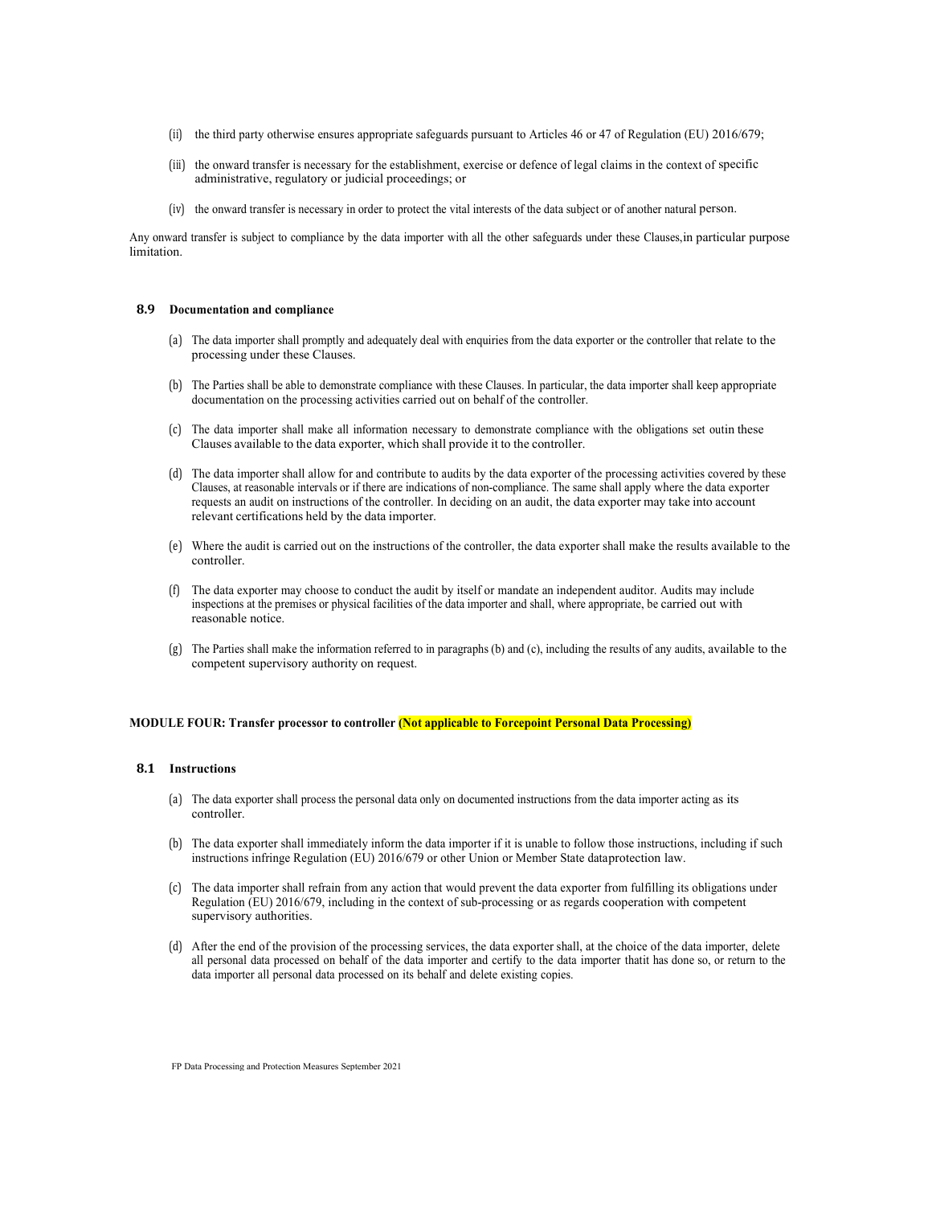(ii) the third party otherwise ensures appropriate safeguards pursuant to Articles 46 or 47 of Regulation (EU) 2016/679;

(iii) the onward transfer is necessary for the establishment, exercise or defence of legal claims in the context of specific administrative, regulatory or judicial proceedings; or

(iv) the onward transfer is necessary in order to protect the vital interests of the data subject or of another natural person.

Any onward transfer is subject to compliance by the data importer with all the other safeguards under these Clauses,in particular purpose limitation.

**8.9 Documentation and compliance**

(a) The data importer shall promptly and adequately deal with enquiries from the data exporter or the controller that relate to the processing under these Clauses.

(b) The Parties shall be able to demonstrate compliance with these Clauses. In particular, the data importer shall keep appropriate documentation on the processing activities carried out on behalf of the controller.

(c) The data importer shall make all information necessary to demonstrate compliance with the obligations set outin these Clauses available to the data exporter, which shall provide it to the controller.

(d) The data importer shall allow for and contribute to audits by the data exporter of the processing activities covered by these Clauses, at reasonable intervals or if there are indications of non-compliance. The same shall apply where the data exporter requests an audit on instructions of the controller. In deciding on an audit, the data exporter may take into account relevant certifications held by the data importer.

(e) Where the audit is carried out on the instructions of the controller, the data exporter shall make the results available to the controller.

(f) The data exporter may choose to conduct the audit by itself or mandate an independent auditor. Audits may include inspections at the premises or physical facilities of the data importer and shall, where appropriate, be carried out with reasonable notice.

(g) The Parties shall make the information referred to in paragraphs (b) and (c), including the results of any audits, available to the competent supervisory authority on request.

**MODULE FOUR: Transfer processor to controller (Not applicable to Forcepoint Personal Data Processing)**

**8.1 Instructions**

(a) The data exporter shall process the personal data only on documented instructions from the data importer acting as its controller.

(b) The data exporter shall immediately inform the data importer if it is unable to follow those instructions, including if such instructions infringe Regulation (EU) 2016/679 or other Union or Member State dataprotection law.

(c) The data importer shall refrain from any action that would prevent the data exporter from fulfilling its obligations under Regulation (EU) 2016/679, including in the context of sub-processing or as regards cooperation with competent supervisory authorities.

(d) After the end of the provision of the processing services, the data exporter shall, at the choice of the data importer, delete all personal data processed on behalf of the data importer and certify to the data importer thatit has done so, or return to the data importer all personal data processed on its behalf and delete existing copies.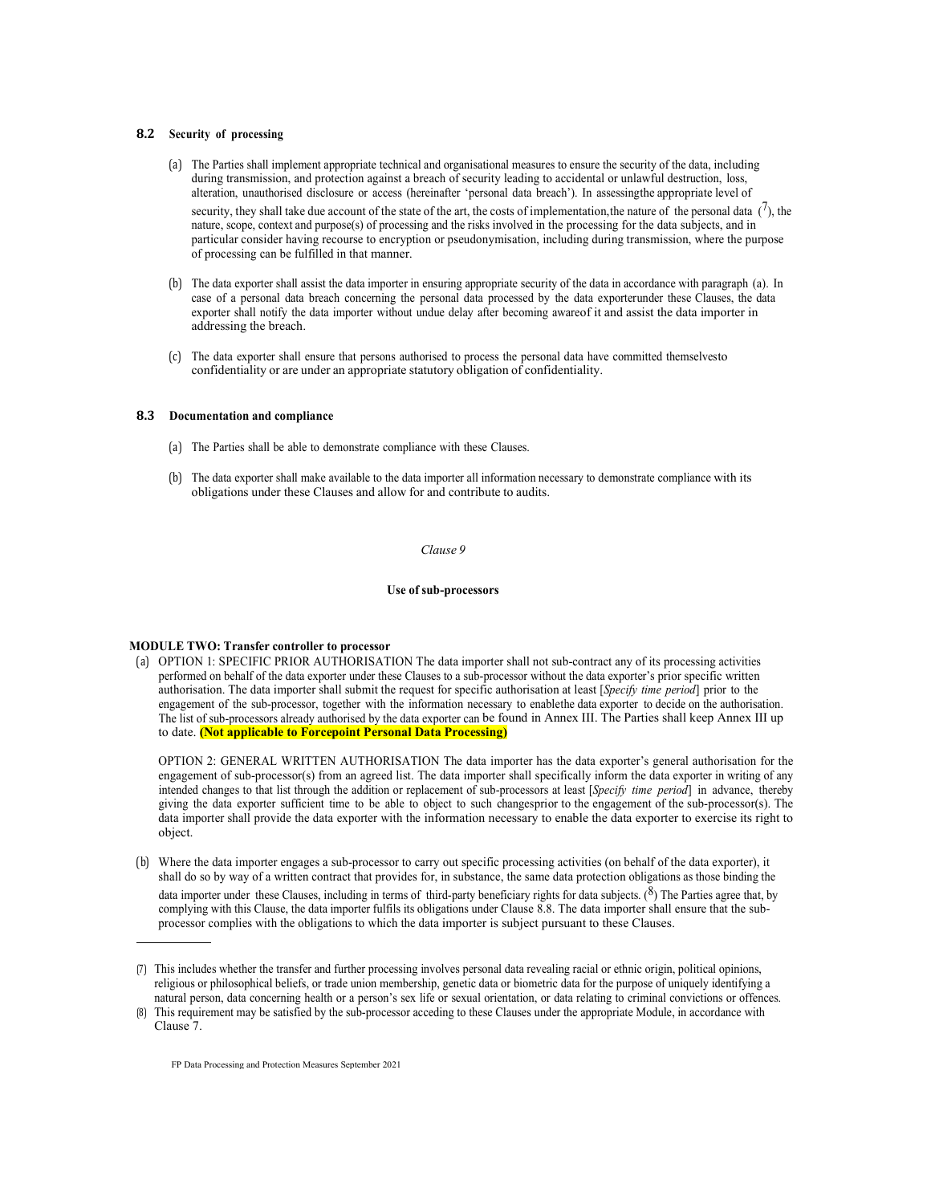### 8.2 Security of processing

(a) The Parties shall implement appropriate technical and organisational measures to ensure the security of the data, including during transmission, and protection against a breach of security leading to accidental or unlawful destruction, loss, alteration, unauthorised disclosure or access (hereinafter 'personal data breach'). In assessingthe appropriate level of security, they shall take due account of the state of the art, the costs of implementation,the nature of the personal data (7), the nature, scope, context and purpose(s) of processing and the risks involved in the processing for the data subjects, and in particular consider having recourse to encryption or pseudonymisation, including during transmission, where the purpose of processing can be fulfilled in that manner.

(b) The data exporter shall assist the data importer in ensuring appropriate security of the data in accordance with paragraph (a). In case of a personal data breach concerning the personal data processed by the data exporterunder these Clauses, the data exporter shall notify the data importer without undue delay after becoming awareof it and assist the data importer in addressing the breach.

(c) The data exporter shall ensure that persons authorised to process the personal data have committed themselvesto confidentiality or are under an appropriate statutory obligation of confidentiality.

### 8.3 Documentation and compliance

(a) The Parties shall be able to demonstrate compliance with these Clauses.

(b) The data exporter shall make available to the data importer all information necessary to demonstrate compliance with its obligations under these Clauses and allow for and contribute to audits.

*Clause 9*

**Use of sub-processors**

**MODULE TWO: Transfer controller to processor**

(a) OPTION 1: SPECIFIC PRIOR AUTHORISATION The data importer shall not sub-contract any of its processing activities performed on behalf of the data exporter under these Clauses to a sub-processor without the data exporter's prior specific written authorisation. The data importer shall submit the request for specific authorisation at least [*Specify time period*] prior to the engagement of the sub-processor, together with the information necessary to enablethe data exporter to decide on the authorisation. The list of sub-processors already authorised by the data exporter can be found in Annex III. The Parties shall keep Annex III up to date. **(Not applicable to Forcepoint Personal Data Processing)**

OPTION 2: GENERAL WRITTEN AUTHORISATION The data importer has the data exporter's general authorisation for the engagement of sub-processor(s) from an agreed list. The data importer shall specifically inform the data exporter in writing of any intended changes to that list through the addition or replacement of sub-processors at least [*Specify time period*] in advance, thereby giving the data exporter sufficient time to be able to object to such changesprior to the engagement of the sub-processor(s). The data importer shall provide the data exporter with the information necessary to enable the data exporter to exercise its right to object.

(b) Where the data importer engages a sub-processor to carry out specific processing activities (on behalf of the data exporter), it shall do so by way of a written contract that provides for, in substance, the same data protection obligations as those binding the data importer under these Clauses, including in terms of third-party beneficiary rights for data subjects. (8) The Parties agree that, by complying with this Clause, the data importer fulfils its obligations under Clause 8.8. The data importer shall ensure that the sub-processor complies with the obligations to which the data importer is subject pursuant to these Clauses.

---

(7) This includes whether the transfer and further processing involves personal data revealing racial or ethnic origin, political opinions, religious or philosophical beliefs, or trade union membership, genetic data or biometric data for the purpose of uniquely identifying a natural person, data concerning health or a person's sex life or sexual orientation, or data relating to criminal convictions or offences.

(8) This requirement may be satisfied by the sub-processor acceding to these Clauses under the appropriate Module, in accordance with Clause 7.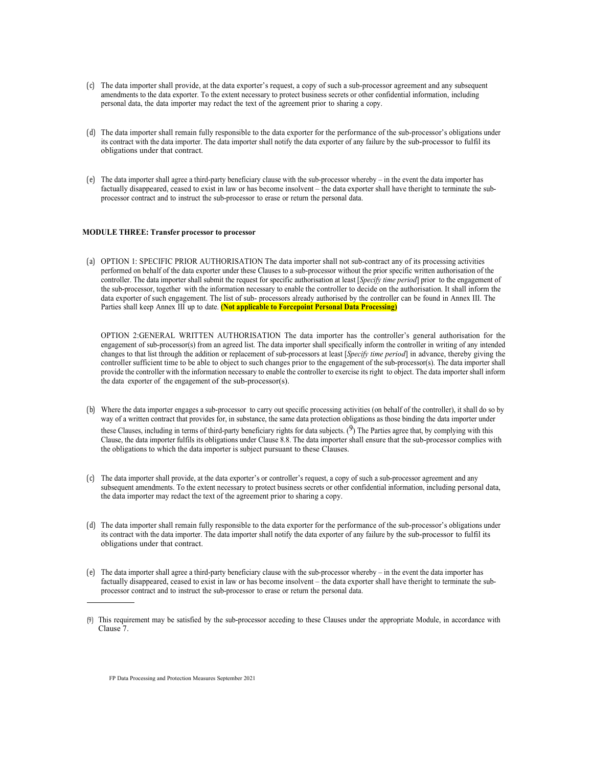(c) The data importer shall provide, at the data exporter's request, a copy of such a sub-processor agreement and any subsequent amendments to the data exporter. To the extent necessary to protect business secrets or other confidential information, including personal data, the data importer may redact the text of the agreement prior to sharing a copy.

(d) The data importer shall remain fully responsible to the data exporter for the performance of the sub-processor's obligations under its contract with the data importer. The data importer shall notify the data exporter of any failure by the sub-processor to fulfil its obligations under that contract.

(e) The data importer shall agree a third-party beneficiary clause with the sub-processor whereby – in the event the data importer has factually disappeared, ceased to exist in law or has become insolvent – the data exporter shall have theright to terminate the sub-processor contract and to instruct the sub-processor to erase or return the personal data.

**MODULE THREE: Transfer processor to processor**

(a) OPTION 1: SPECIFIC PRIOR AUTHORISATION The data importer shall not sub-contract any of its processing activities performed on behalf of the data exporter under these Clauses to a sub-processor without the prior specific written authorisation of the controller. The data importer shall submit the request for specific authorisation at least [*Specify time period*] prior to the engagement of the sub-processor, together with the information necessary to enable the controller to decide on the authorisation. It shall inform the data exporter of such engagement. The list of sub- processors already authorised by the controller can be found in Annex III. The Parties shall keep Annex III up to date. **(Not applicable to Forcepoint Personal Data Processing)**

OPTION 2:GENERAL WRITTEN AUTHORISATION The data importer has the controller's general authorisation for the engagement of sub-processor(s) from an agreed list. The data importer shall specifically inform the controller in writing of any intended changes to that list through the addition or replacement of sub-processors at least [*Specify time period*] in advance, thereby giving the controller sufficient time to be able to object to such changes prior to the engagement of the sub-processor(s). The data importer shall provide the controller with the information necessary to enable the controller to exercise its right to object. The data importer shall inform the data exporter of the engagement of the sub-processor(s).

(b) Where the data importer engages a sub-processor to carry out specific processing activities (on behalf of the controller), it shall do so by way of a written contract that provides for, in substance, the same data protection obligations as those binding the data importer under these Clauses, including in terms of third-party beneficiary rights for data subjects. ([9]) The Parties agree that, by complying with this Clause, the data importer fulfils its obligations under Clause 8.8. The data importer shall ensure that the sub-processor complies with the obligations to which the data importer is subject pursuant to these Clauses.

(c) The data importer shall provide, at the data exporter's or controller's request, a copy of such a sub-processor agreement and any subsequent amendments. To the extent necessary to protect business secrets or other confidential information, including personal data, the data importer may redact the text of the agreement prior to sharing a copy.

(d) The data importer shall remain fully responsible to the data exporter for the performance of the sub-processor's obligations under its contract with the data importer. The data importer shall notify the data exporter of any failure by the sub-processor to fulfil its obligations under that contract.

(e) The data importer shall agree a third-party beneficiary clause with the sub-processor whereby – in the event the data importer has factually disappeared, ceased to exist in law or has become insolvent – the data exporter shall have theright to terminate the sub-processor contract and to instruct the sub-processor to erase or return the personal data.

---

(9) This requirement may be satisfied by the sub-processor acceding to these Clauses under the appropriate Module, in accordance with Clause 7.

FP Data Processing and Protection Measures September 2021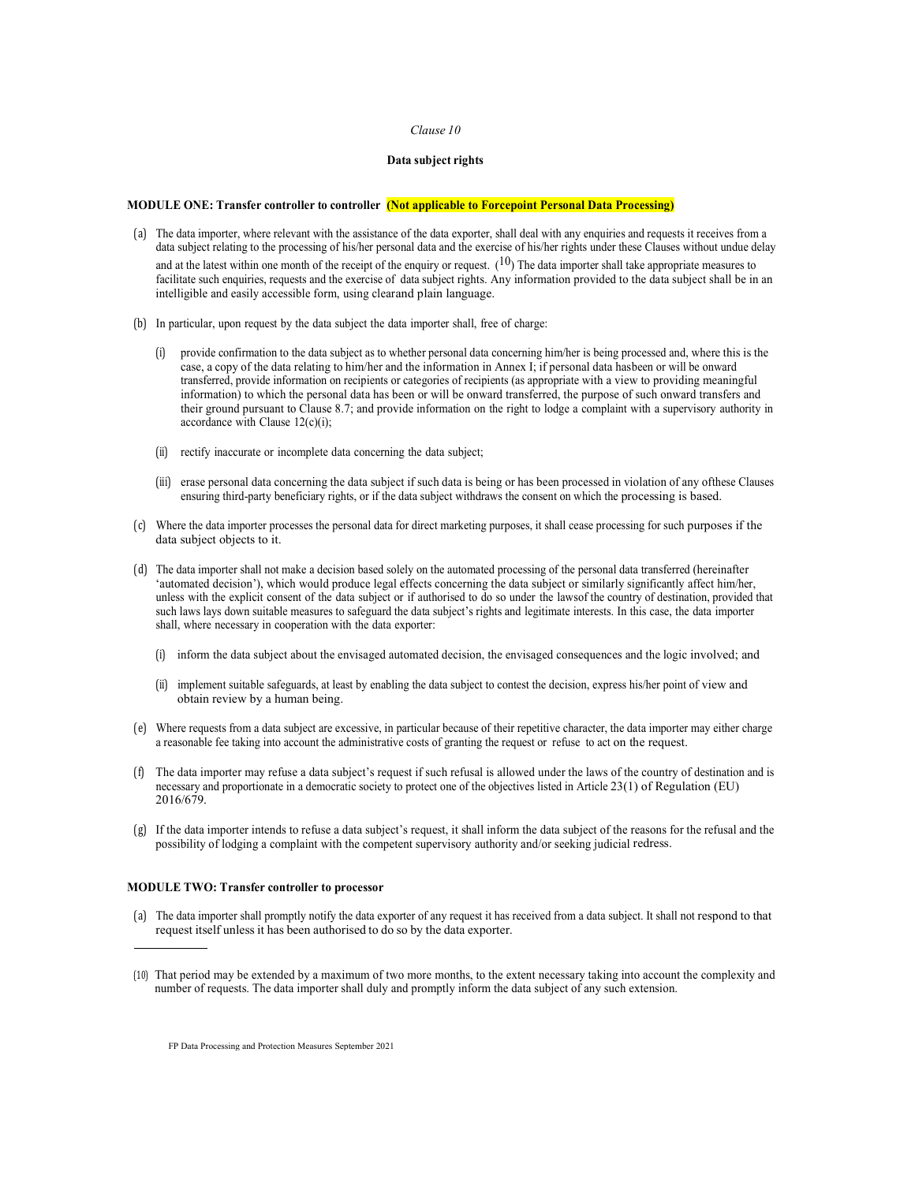*Clause 10*

**Data subject rights**

**MODULE ONE: Transfer controller to controller** **(Not applicable to Forcepoint Personal Data Processing)**

(a) The data importer, where relevant with the assistance of the data exporter, shall deal with any enquiries and requests it receives from a data subject relating to the processing of his/her personal data and the exercise of his/her rights under these Clauses without undue delay and at the latest within one month of the receipt of the enquiry or request. (10) The data importer shall take appropriate measures to facilitate such enquiries, requests and the exercise of data subject rights. Any information provided to the data subject shall be in an intelligible and easily accessible form, using clearand plain language.

(b) In particular, upon request by the data subject the data importer shall, free of charge:

(i) provide confirmation to the data subject as to whether personal data concerning him/her is being processed and, where this is the case, a copy of the data relating to him/her and the information in Annex I; if personal data hasbeen or will be onward transferred, provide information on recipients or categories of recipients (as appropriate with a view to providing meaningful information) to which the personal data has been or will be onward transferred, the purpose of such onward transfers and their ground pursuant to Clause 8.7; and provide information on the right to lodge a complaint with a supervisory authority in accordance with Clause 12(c)(i);

(ii) rectify inaccurate or incomplete data concerning the data subject;

(iii) erase personal data concerning the data subject if such data is being or has been processed in violation of any ofthese Clauses ensuring third-party beneficiary rights, or if the data subject withdraws the consent on which the processing is based.

(c) Where the data importer processes the personal data for direct marketing purposes, it shall cease processing for such purposes if the data subject objects to it.

(d) The data importer shall not make a decision based solely on the automated processing of the personal data transferred (hereinafter 'automated decision'), which would produce legal effects concerning the data subject or similarly significantly affect him/her, unless with the explicit consent of the data subject or if authorised to do so under the lawsof the country of destination, provided that such laws lays down suitable measures to safeguard the data subject's rights and legitimate interests. In this case, the data importer shall, where necessary in cooperation with the data exporter:

(i) inform the data subject about the envisaged automated decision, the envisaged consequences and the logic involved; and

(ii) implement suitable safeguards, at least by enabling the data subject to contest the decision, express his/her point of view and obtain review by a human being.

(e) Where requests from a data subject are excessive, in particular because of their repetitive character, the data importer may either charge a reasonable fee taking into account the administrative costs of granting the request or refuse to act on the request.

(f) The data importer may refuse a data subject's request if such refusal is allowed under the laws of the country of destination and is necessary and proportionate in a democratic society to protect one of the objectives listed in Article 23(1) of Regulation (EU) 2016/679.

(g) If the data importer intends to refuse a data subject's request, it shall inform the data subject of the reasons for the refusal and the possibility of lodging a complaint with the competent supervisory authority and/or seeking judicial redress.

**MODULE TWO: Transfer controller to processor**

(a) The data importer shall promptly notify the data exporter of any request it has received from a data subject. It shall not respond to that request itself unless it has been authorised to do so by the data exporter.

---

(10) That period may be extended by a maximum of two more months, to the extent necessary taking into account the complexity and number of requests. The data importer shall duly and promptly inform the data subject of any such extension.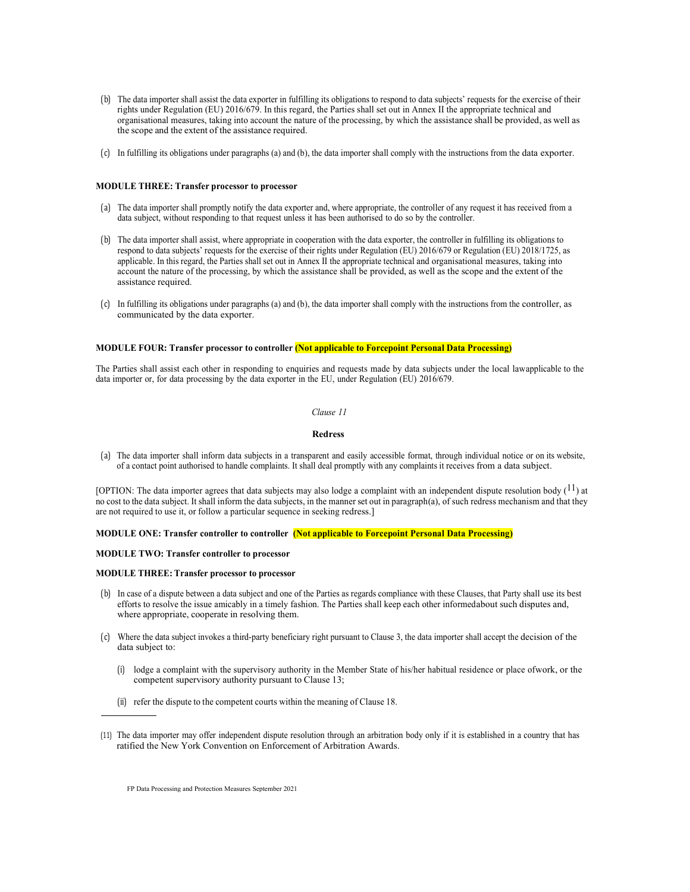(b) The data importer shall assist the data exporter in fulfilling its obligations to respond to data subjects' requests for the exercise of their rights under Regulation (EU) 2016/679. In this regard, the Parties shall set out in Annex II the appropriate technical and organisational measures, taking into account the nature of the processing, by which the assistance shall be provided, as well as the scope and the extent of the assistance required.

(c) In fulfilling its obligations under paragraphs (a) and (b), the data importer shall comply with the instructions from the data exporter.

**MODULE THREE: Transfer processor to processor**

(a) The data importer shall promptly notify the data exporter and, where appropriate, the controller of any request it has received from a data subject, without responding to that request unless it has been authorised to do so by the controller.

(b) The data importer shall assist, where appropriate in cooperation with the data exporter, the controller in fulfilling its obligations to respond to data subjects' requests for the exercise of their rights under Regulation (EU) 2016/679 or Regulation (EU) 2018/1725, as applicable. In this regard, the Parties shall set out in Annex II the appropriate technical and organisational measures, taking into account the nature of the processing, by which the assistance shall be provided, as well as the scope and the extent of the assistance required.

(c) In fulfilling its obligations under paragraphs (a) and (b), the data importer shall comply with the instructions from the controller, as communicated by the data exporter.

**MODULE FOUR: Transfer processor to controller (Not applicable to Forcepoint Personal Data Processing)**

The Parties shall assist each other in responding to enquiries and requests made by data subjects under the local lawapplicable to the data importer or, for data processing by the data exporter in the EU, under Regulation (EU) 2016/679.

*Clause 11*

**Redress**

(a) The data importer shall inform data subjects in a transparent and easily accessible format, through individual notice or on its website, of a contact point authorised to handle complaints. It shall deal promptly with any complaints it receives from a data subject.

[OPTION: The data importer agrees that data subjects may also lodge a complaint with an independent dispute resolution body ([11]) at no cost to the data subject. It shall inform the data subjects, in the manner set out in paragraph(a), of such redress mechanism and that they are not required to use it, or follow a particular sequence in seeking redress.]

**MODULE ONE: Transfer controller to controller (Not applicable to Forcepoint Personal Data Processing)**

**MODULE TWO: Transfer controller to processor**

**MODULE THREE: Transfer processor to processor**

(b) In case of a dispute between a data subject and one of the Parties as regards compliance with these Clauses, that Party shall use its best efforts to resolve the issue amicably in a timely fashion. The Parties shall keep each other informedabout such disputes and, where appropriate, cooperate in resolving them.

(c) Where the data subject invokes a third-party beneficiary right pursuant to Clause 3, the data importer shall accept the decision of the data subject to:

(i) lodge a complaint with the supervisory authority in the Member State of his/her habitual residence or place ofwork, or the competent supervisory authority pursuant to Clause 13;

(ii) refer the dispute to the competent courts within the meaning of Clause 18.

---

(11) The data importer may offer independent dispute resolution through an arbitration body only if it is established in a country that has ratified the New York Convention on Enforcement of Arbitration Awards.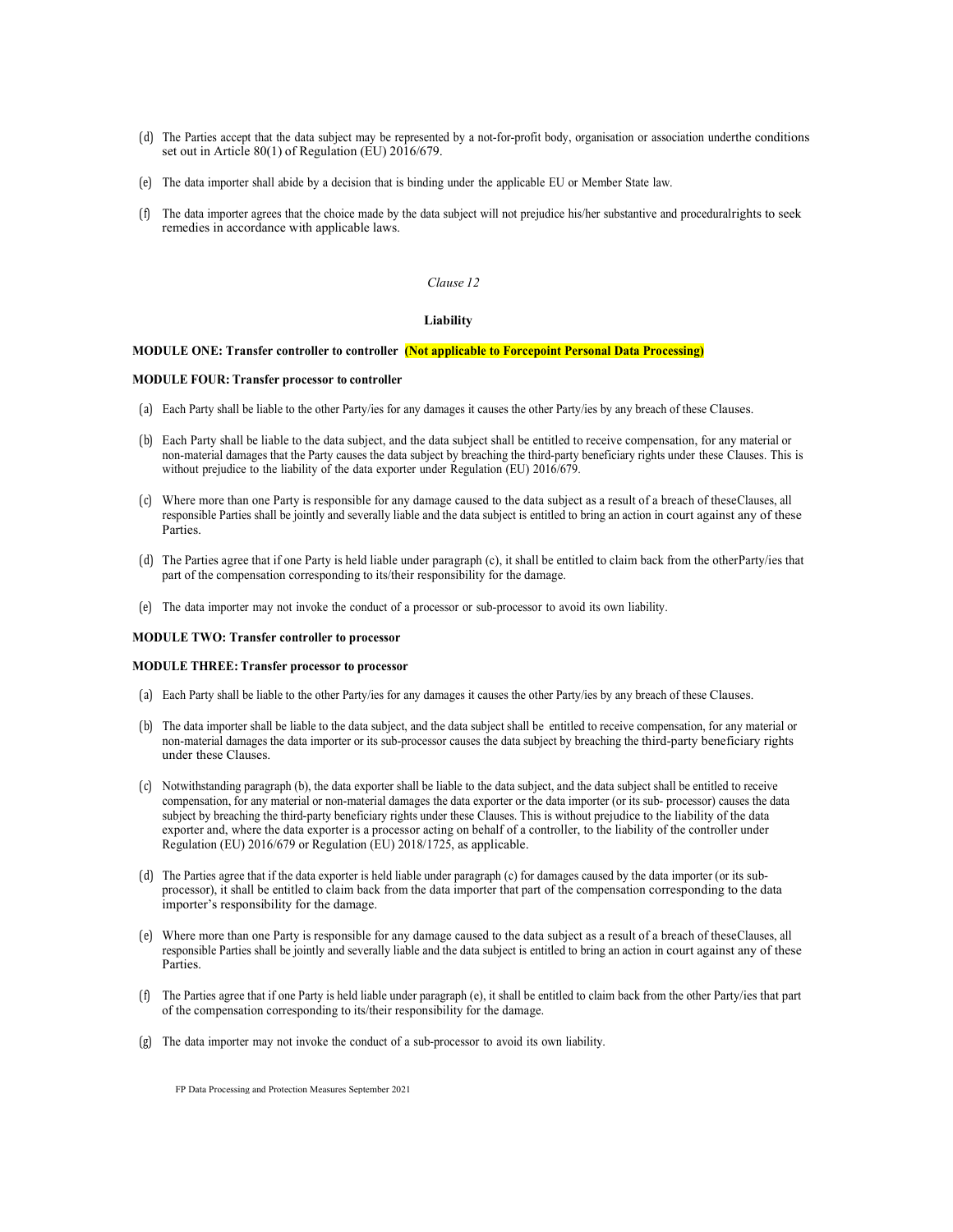(d) The Parties accept that the data subject may be represented by a not-for-profit body, organisation or association underthe conditions set out in Article 80(1) of Regulation (EU) 2016/679.

(e) The data importer shall abide by a decision that is binding under the applicable EU or Member State law.

(f) The data importer agrees that the choice made by the data subject will not prejudice his/her substantive and proceduralrights to seek remedies in accordance with applicable laws.

*Clause 12*

**Liability**

**MODULE ONE: Transfer controller to controller (Not applicable to Forcepoint Personal Data Processing)**

**MODULE FOUR: Transfer processor to controller**

(a) Each Party shall be liable to the other Party/ies for any damages it causes the other Party/ies by any breach of these Clauses.

(b) Each Party shall be liable to the data subject, and the data subject shall be entitled to receive compensation, for any material or non-material damages that the Party causes the data subject by breaching the third-party beneficiary rights under these Clauses. This is without prejudice to the liability of the data exporter under Regulation (EU) 2016/679.

(c) Where more than one Party is responsible for any damage caused to the data subject as a result of a breach of theseClauses, all responsible Parties shall be jointly and severally liable and the data subject is entitled to bring an action in court against any of these Parties.

(d) The Parties agree that if one Party is held liable under paragraph (c), it shall be entitled to claim back from the otherParty/ies that part of the compensation corresponding to its/their responsibility for the damage.

(e) The data importer may not invoke the conduct of a processor or sub-processor to avoid its own liability.

**MODULE TWO: Transfer controller to processor**

**MODULE THREE: Transfer processor to processor**

(a) Each Party shall be liable to the other Party/ies for any damages it causes the other Party/ies by any breach of these Clauses.

(b) The data importer shall be liable to the data subject, and the data subject shall be entitled to receive compensation, for any material or non-material damages the data importer or its sub-processor causes the data subject by breaching the third-party beneficiary rights under these Clauses.

(c) Notwithstanding paragraph (b), the data exporter shall be liable to the data subject, and the data subject shall be entitled to receive compensation, for any material or non-material damages the data exporter or the data importer (or its sub- processor) causes the data subject by breaching the third-party beneficiary rights under these Clauses. This is without prejudice to the liability of the data exporter and, where the data exporter is a processor acting on behalf of a controller, to the liability of the controller under Regulation (EU) 2016/679 or Regulation (EU) 2018/1725, as applicable.

(d) The Parties agree that if the data exporter is held liable under paragraph (c) for damages caused by the data importer (or its sub-processor), it shall be entitled to claim back from the data importer that part of the compensation corresponding to the data importer's responsibility for the damage.

(e) Where more than one Party is responsible for any damage caused to the data subject as a result of a breach of theseClauses, all responsible Parties shall be jointly and severally liable and the data subject is entitled to bring an action in court against any of these Parties.

(f) The Parties agree that if one Party is held liable under paragraph (e), it shall be entitled to claim back from the other Party/ies that part of the compensation corresponding to its/their responsibility for the damage.

(g) The data importer may not invoke the conduct of a sub-processor to avoid its own liability.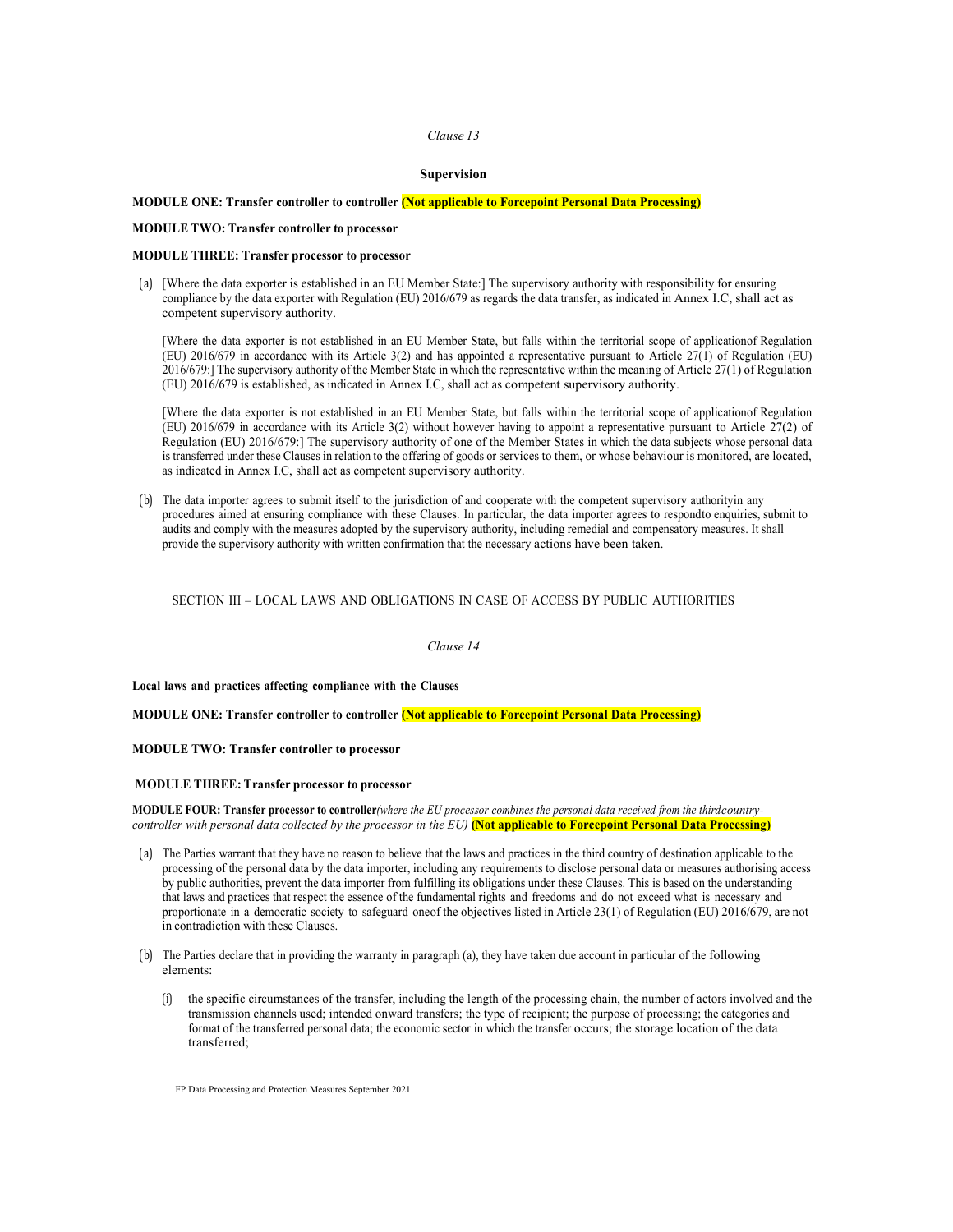*Clause 13*

**Supervision**

**MODULE ONE: Transfer controller to controller (Not applicable to Forcepoint Personal Data Processing)**

**MODULE TWO: Transfer controller to processor**

**MODULE THREE: Transfer processor to processor**

(a) [Where the data exporter is established in an EU Member State:] The supervisory authority with responsibility for ensuring compliance by the data exporter with Regulation (EU) 2016/679 as regards the data transfer, as indicated in Annex I.C, shall act as competent supervisory authority.

[Where the data exporter is not established in an EU Member State, but falls within the territorial scope of applicationof Regulation (EU) 2016/679 in accordance with its Article 3(2) and has appointed a representative pursuant to Article 27(1) of Regulation (EU) 2016/679:] The supervisory authority of the Member State in which the representative within the meaning of Article 27(1) of Regulation (EU) 2016/679 is established, as indicated in Annex I.C, shall act as competent supervisory authority.

[Where the data exporter is not established in an EU Member State, but falls within the territorial scope of applicationof Regulation (EU) 2016/679 in accordance with its Article 3(2) without however having to appoint a representative pursuant to Article 27(2) of Regulation (EU) 2016/679:] The supervisory authority of one of the Member States in which the data subjects whose personal data is transferred under these Clauses in relation to the offering of goods or services to them, or whose behaviour is monitored, are located, as indicated in Annex I.C, shall act as competent supervisory authority.

(b) The data importer agrees to submit itself to the jurisdiction of and cooperate with the competent supervisory authorityin any procedures aimed at ensuring compliance with these Clauses. In particular, the data importer agrees to respondto enquiries, submit to audits and comply with the measures adopted by the supervisory authority, including remedial and compensatory measures. It shall provide the supervisory authority with written confirmation that the necessary actions have been taken.

SECTION III – LOCAL LAWS AND OBLIGATIONS IN CASE OF ACCESS BY PUBLIC AUTHORITIES

*Clause 14*

**Local laws and practices affecting compliance with the Clauses**

**MODULE ONE: Transfer controller to controller (Not applicable to Forcepoint Personal Data Processing)**

**MODULE TWO: Transfer controller to processor**

**MODULE THREE: Transfer processor to processor**

**MODULE FOUR: Transfer processor to controller***(where the EU processor combines the personal data received from the thirdcountry-controller with personal data collected by the processor in the EU)* **(Not applicable to Forcepoint Personal Data Processing)**

(a) The Parties warrant that they have no reason to believe that the laws and practices in the third country of destination applicable to the processing of the personal data by the data importer, including any requirements to disclose personal data or measures authorising access by public authorities, prevent the data importer from fulfilling its obligations under these Clauses. This is based on the understanding that laws and practices that respect the essence of the fundamental rights and freedoms and do not exceed what is necessary and proportionate in a democratic society to safeguard oneof the objectives listed in Article 23(1) of Regulation (EU) 2016/679, are not in contradiction with these Clauses.

(b) The Parties declare that in providing the warranty in paragraph (a), they have taken due account in particular of the following elements:

  (i) the specific circumstances of the transfer, including the length of the processing chain, the number of actors involved and the transmission channels used; intended onward transfers; the type of recipient; the purpose of processing; the categories and format of the transferred personal data; the economic sector in which the transfer occurs; the storage location of the data transferred;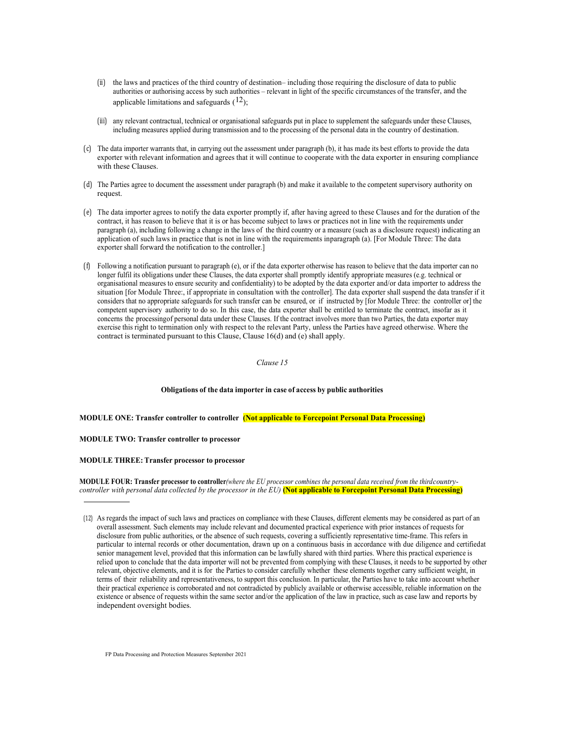(ii) the laws and practices of the third country of destination– including those requiring the disclosure of data to public authorities or authorising access by such authorities – relevant in light of the specific circumstances of the transfer, and the applicable limitations and safeguards ([12]);

(iii) any relevant contractual, technical or organisational safeguards put in place to supplement the safeguards under these Clauses, including measures applied during transmission and to the processing of the personal data in the country of destination.

(c) The data importer warrants that, in carrying out the assessment under paragraph (b), it has made its best efforts to provide the data exporter with relevant information and agrees that it will continue to cooperate with the data exporter in ensuring compliance with these Clauses.

(d) The Parties agree to document the assessment under paragraph (b) and make it available to the competent supervisory authority on request.

(e) The data importer agrees to notify the data exporter promptly if, after having agreed to these Clauses and for the duration of the contract, it has reason to believe that it is or has become subject to laws or practices not in line with the requirements under paragraph (a), including following a change in the laws of the third country or a measure (such as a disclosure request) indicating an application of such laws in practice that is not in line with the requirements inparagraph (a). [For Module Three: The data exporter shall forward the notification to the controller.]

(f) Following a notification pursuant to paragraph (e), or if the data exporter otherwise has reason to believe that the data importer can no longer fulfil its obligations under these Clauses, the data exporter shall promptly identify appropriate measures (e.g. technical or organisational measures to ensure security and confidentiality) to be adopted by the data exporter and/or data importer to address the situation [for Module Three:, if appropriate in consultation with the controller]. The data exporter shall suspend the data transfer if it considers that no appropriate safeguards for such transfer can be ensured, or if instructed by [for Module Three: the controller or] the competent supervisory authority to do so. In this case, the data exporter shall be entitled to terminate the contract, insofar as it concerns the processingof personal data under these Clauses. If the contract involves more than two Parties, the data exporter may exercise this right to termination only with respect to the relevant Party, unless the Parties have agreed otherwise. Where the contract is terminated pursuant to this Clause, Clause 16(d) and (e) shall apply.

*Clause 15*

**Obligations of the data importer in case of access by public authorities**

**MODULE ONE: Transfer controller to controller (Not applicable to Forcepoint Personal Data Processing)**

**MODULE TWO: Transfer controller to processor**

**MODULE THREE: Transfer processor to processor**

**MODULE FOUR: Transfer processor to controller***(where the EU processor combines the personal data received from the thirdcountry-controller with personal data collected by the processor in the EU)* **(Not applicable to Forcepoint Personal Data Processing)**

---

(12) As regards the impact of such laws and practices on compliance with these Clauses, different elements may be considered as part of an overall assessment. Such elements may include relevant and documented practical experience with prior instances of requests for disclosure from public authorities, or the absence of such requests, covering a sufficiently representative time-frame. This refers in particular to internal records or other documentation, drawn up on a continuous basis in accordance with due diligence and certifiedat senior management level, provided that this information can be lawfully shared with third parties. Where this practical experience is relied upon to conclude that the data importer will not be prevented from complying with these Clauses, it needs to be supported by other relevant, objective elements, and it is for the Parties to consider carefully whether these elements together carry sufficient weight, in terms of their reliability and representativeness, to support this conclusion. In particular, the Parties have to take into account whether their practical experience is corroborated and not contradicted by publicly available or otherwise accessible, reliable information on the existence or absence of requests within the same sector and/or the application of the law in practice, such as case law and reports by independent oversight bodies.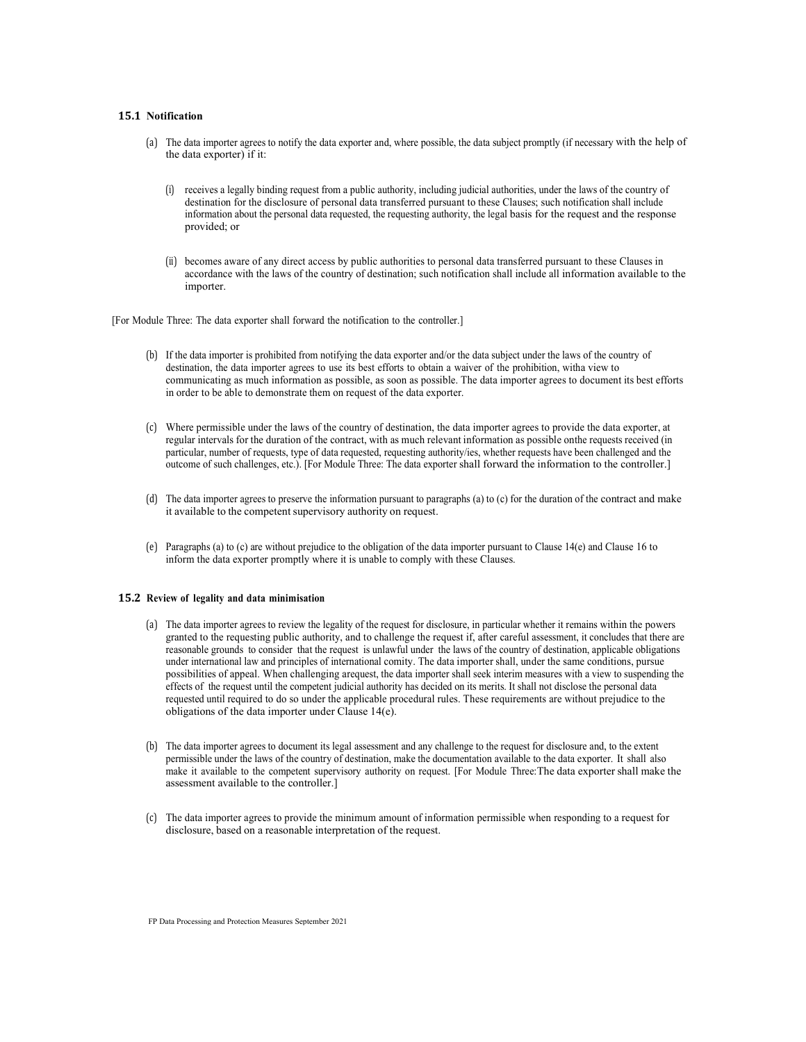### 15.1 Notification

(a) The data importer agrees to notify the data exporter and, where possible, the data subject promptly (if necessary with the help of the data exporter) if it:

(i) receives a legally binding request from a public authority, including judicial authorities, under the laws of the country of destination for the disclosure of personal data transferred pursuant to these Clauses; such notification shall include information about the personal data requested, the requesting authority, the legal basis for the request and the response provided; or

(ii) becomes aware of any direct access by public authorities to personal data transferred pursuant to these Clauses in accordance with the laws of the country of destination; such notification shall include all information available to the importer.

[For Module Three: The data exporter shall forward the notification to the controller.]

(b) If the data importer is prohibited from notifying the data exporter and/or the data subject under the laws of the country of destination, the data importer agrees to use its best efforts to obtain a waiver of the prohibition, witha view to communicating as much information as possible, as soon as possible. The data importer agrees to document its best efforts in order to be able to demonstrate them on request of the data exporter.

(c) Where permissible under the laws of the country of destination, the data importer agrees to provide the data exporter, at regular intervals for the duration of the contract, with as much relevant information as possible onthe requests received (in particular, number of requests, type of data requested, requesting authority/ies, whether requests have been challenged and the outcome of such challenges, etc.). [For Module Three: The data exporter shall forward the information to the controller.]

(d) The data importer agrees to preserve the information pursuant to paragraphs (a) to (c) for the duration of the contract and make it available to the competent supervisory authority on request.

(e) Paragraphs (a) to (c) are without prejudice to the obligation of the data importer pursuant to Clause 14(e) and Clause 16 to inform the data exporter promptly where it is unable to comply with these Clauses.

### 15.2 Review of legality and data minimisation

(a) The data importer agrees to review the legality of the request for disclosure, in particular whether it remains within the powers granted to the requesting public authority, and to challenge the request if, after careful assessment, it concludes that there are reasonable grounds to consider that the request is unlawful under the laws of the country of destination, applicable obligations under international law and principles of international comity. The data importer shall, under the same conditions, pursue possibilities of appeal. When challenging arequest, the data importer shall seek interim measures with a view to suspending the effects of the request until the competent judicial authority has decided on its merits. It shall not disclose the personal data requested until required to do so under the applicable procedural rules. These requirements are without prejudice to the obligations of the data importer under Clause 14(e).

(b) The data importer agrees to document its legal assessment and any challenge to the request for disclosure and, to the extent permissible under the laws of the country of destination, make the documentation available to the data exporter. It shall also make it available to the competent supervisory authority on request. [For Module Three:The data exporter shall make the assessment available to the controller.]

(c) The data importer agrees to provide the minimum amount of information permissible when responding to a request for disclosure, based on a reasonable interpretation of the request.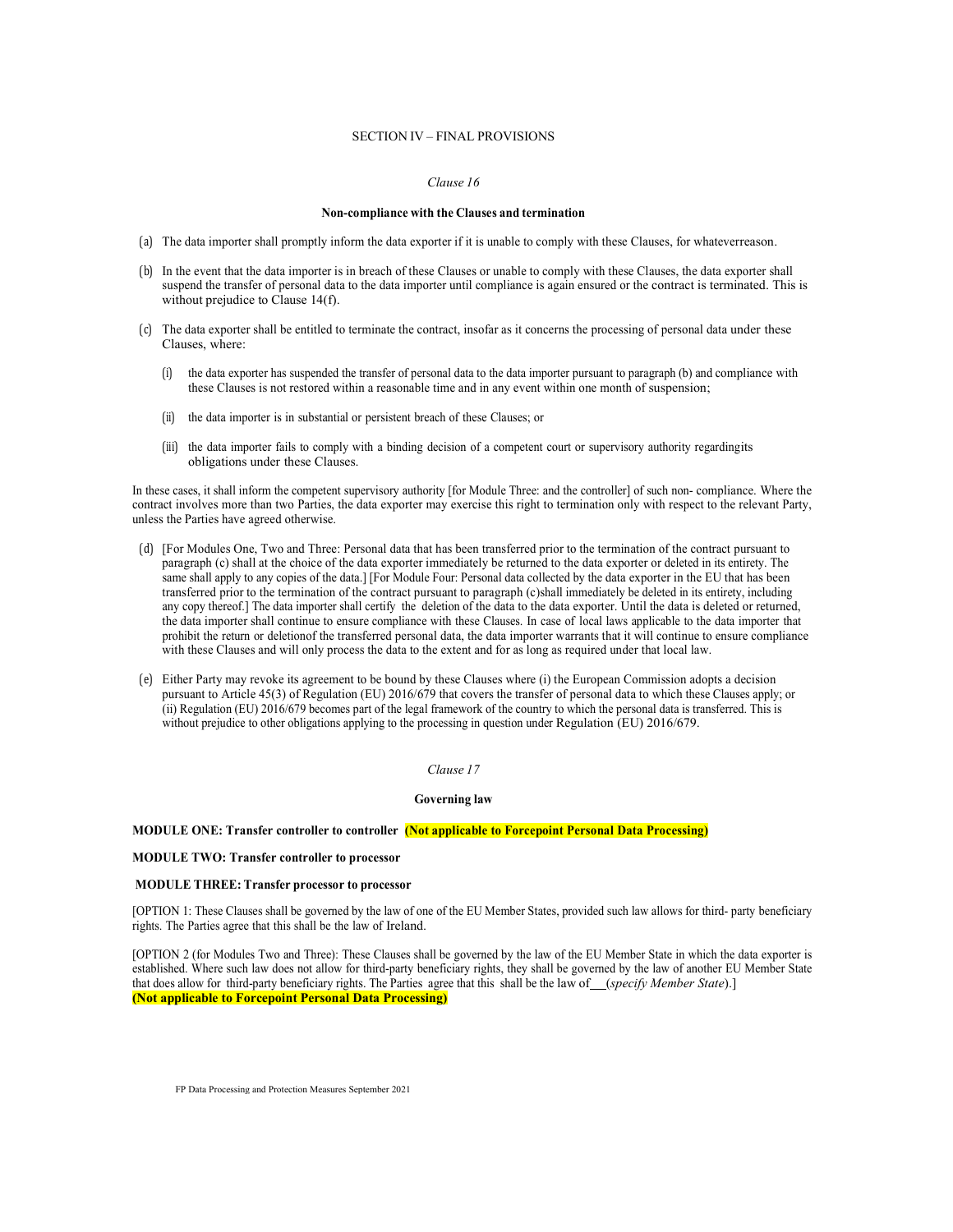## SECTION IV – FINAL PROVISIONS

*Clause 16*

**Non-compliance with the Clauses and termination**

(a) The data importer shall promptly inform the data exporter if it is unable to comply with these Clauses, for whateverreason.

(b) In the event that the data importer is in breach of these Clauses or unable to comply with these Clauses, the data exporter shall suspend the transfer of personal data to the data importer until compliance is again ensured or the contract is terminated. This is without prejudice to Clause 14(f).

(c) The data exporter shall be entitled to terminate the contract, insofar as it concerns the processing of personal data under these Clauses, where:

  (i) the data exporter has suspended the transfer of personal data to the data importer pursuant to paragraph (b) and compliance with these Clauses is not restored within a reasonable time and in any event within one month of suspension;

  (ii) the data importer is in substantial or persistent breach of these Clauses; or

  (iii) the data importer fails to comply with a binding decision of a competent court or supervisory authority regardingits obligations under these Clauses.

In these cases, it shall inform the competent supervisory authority [for Module Three: and the controller] of such non- compliance. Where the contract involves more than two Parties, the data exporter may exercise this right to termination only with respect to the relevant Party, unless the Parties have agreed otherwise.

(d) [For Modules One, Two and Three: Personal data that has been transferred prior to the termination of the contract pursuant to paragraph (c) shall at the choice of the data exporter immediately be returned to the data exporter or deleted in its entirety. The same shall apply to any copies of the data.] [For Module Four: Personal data collected by the data exporter in the EU that has been transferred prior to the termination of the contract pursuant to paragraph (c)shall immediately be deleted in its entirety, including any copy thereof.] The data importer shall certify the deletion of the data to the data exporter. Until the data is deleted or returned, the data importer shall continue to ensure compliance with these Clauses. In case of local laws applicable to the data importer that prohibit the return or deletionof the transferred personal data, the data importer warrants that it will continue to ensure compliance with these Clauses and will only process the data to the extent and for as long as required under that local law.

(e) Either Party may revoke its agreement to be bound by these Clauses where (i) the European Commission adopts a decision pursuant to Article 45(3) of Regulation (EU) 2016/679 that covers the transfer of personal data to which these Clauses apply; or (ii) Regulation (EU) 2016/679 becomes part of the legal framework of the country to which the personal data is transferred. This is without prejudice to other obligations applying to the processing in question under Regulation (EU) 2016/679.

*Clause 17*

**Governing law**

**MODULE ONE: Transfer controller to controller (Not applicable to Forcepoint Personal Data Processing)**

**MODULE TWO: Transfer controller to processor**

**MODULE THREE: Transfer processor to processor**

[OPTION 1: These Clauses shall be governed by the law of one of the EU Member States, provided such law allows for third- party beneficiary rights. The Parties agree that this shall be the law of Ireland.

[OPTION 2 (for Modules Two and Three): These Clauses shall be governed by the law of the EU Member State in which the data exporter is established. Where such law does not allow for third-party beneficiary rights, they shall be governed by the law of another EU Member State that does allow for third-party beneficiary rights. The Parties agree that this shall be the law of __ (*specify Member State*).]
**(Not applicable to Forcepoint Personal Data Processing)**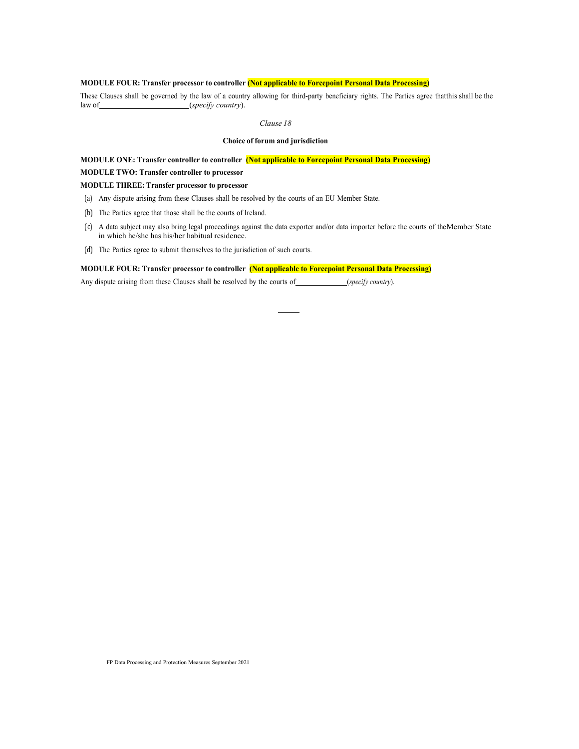**MODULE FOUR: Transfer processor to controller (Not applicable to Forcepoint Personal Data Processing)**

These Clauses shall be governed by the law of a country allowing for third-party beneficiary rights. The Parties agree thatthis shall be the law of________________________(*specify country*).

*Clause 18*

**Choice of forum and jurisdiction**

**MODULE ONE: Transfer controller to controller (Not applicable to Forcepoint Personal Data Processing)**

**MODULE TWO: Transfer controller to processor**

**MODULE THREE: Transfer processor to processor**

(a) Any dispute arising from these Clauses shall be resolved by the courts of an EU Member State.

(b) The Parties agree that those shall be the courts of Ireland.

(c) A data subject may also bring legal proceedings against the data exporter and/or data importer before the courts of theMember State in which he/she has his/her habitual residence.

(d) The Parties agree to submit themselves to the jurisdiction of such courts.

**MODULE FOUR: Transfer processor to controller (Not applicable to Forcepoint Personal Data Processing)**

Any dispute arising from these Clauses shall be resolved by the courts of______________(*specify country*).

FP Data Processing and Protection Measures September 2021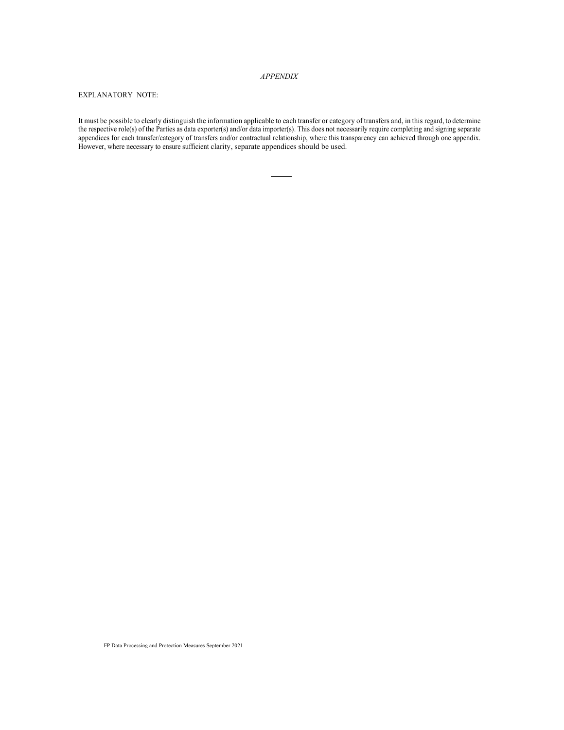*APPENDIX*

EXPLANATORY NOTE:

It must be possible to clearly distinguish the information applicable to each transfer or category of transfers and, in this regard, to determine the respective role(s) of the Parties as data exporter(s) and/or data importer(s). This does not necessarily require completing and signing separate appendices for each transfer/category of transfers and/or contractual relationship, where this transparency can achieved through one appendix. However, where necessary to ensure sufficient clarity, separate appendices should be used.

---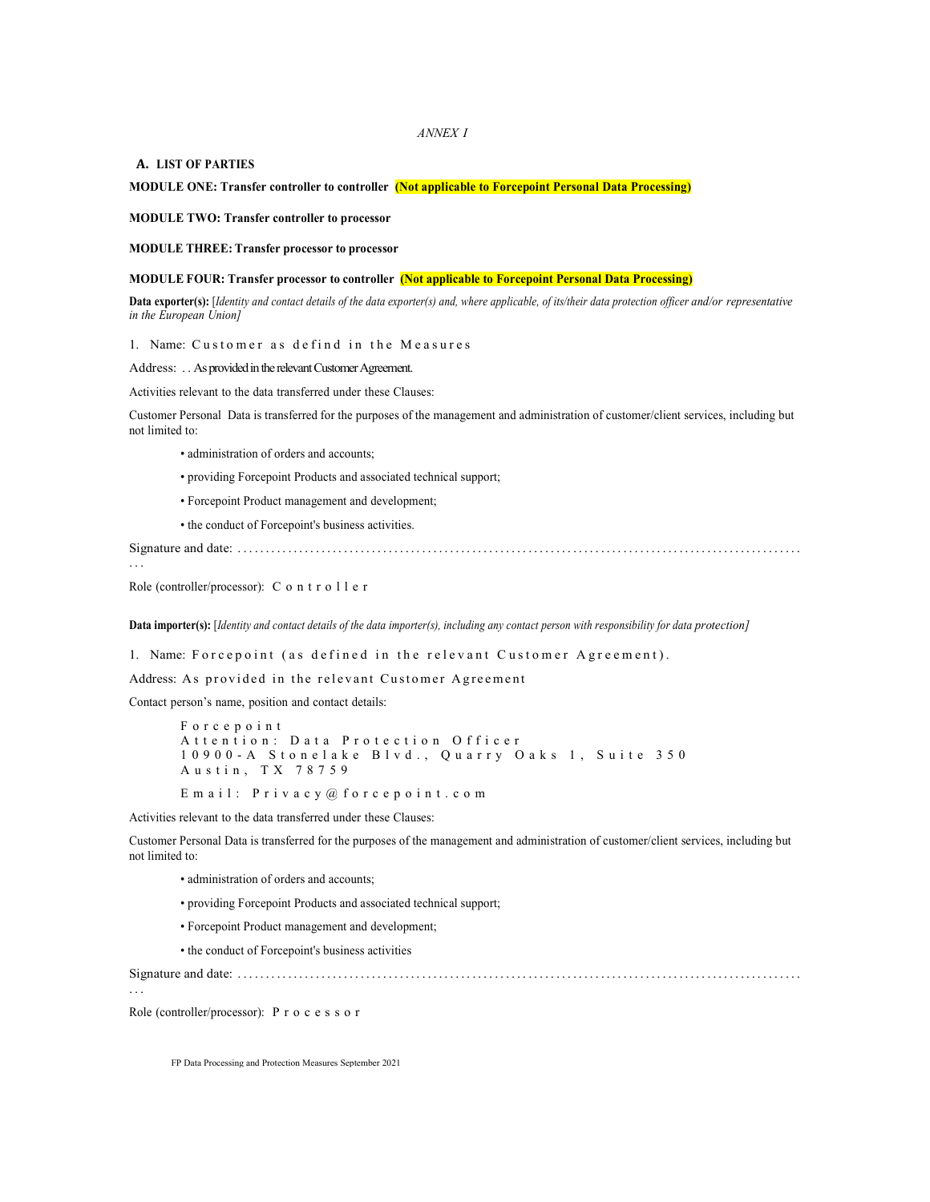*ANNEX I*

## A. LIST OF PARTIES

**MODULE ONE: Transfer controller to controller (Not applicable to Forcepoint Personal Data Processing)**

**MODULE TWO: Transfer controller to processor**

**MODULE THREE: Transfer processor to processor**

**MODULE FOUR: Transfer processor to controller (Not applicable to Forcepoint Personal Data Processing)**

**Data exporter(s):** [*Identity and contact details of the data exporter(s) and, where applicable, of its/their data protection officer and/or representative in the European Union]*

1. Name: Customer as defind in the Measures

Address: . . As provided in the relevant Customer Agreement.

Activities relevant to the data transferred under these Clauses:

Customer Personal Data is transferred for the purposes of the management and administration of customer/client services, including but not limited to:

- administration of orders and accounts;
- providing Forcepoint Products and associated technical support;
- Forcepoint Product management and development;
- the conduct of Forcepoint's business activities.

Signature and date: .......................................................................................................

Role (controller/processor): Controller

**Data importer(s):** [*Identity and contact details of the data importer(s), including any contact person with responsibility for data protection]*

1. Name: Forcepoint (as defined in the relevant Customer Agreement).

Address: As provided in the relevant Customer Agreement

Contact person's name, position and contact details:

Forcepoint
Attention: Data Protection Officer
10900-A Stonelake Blvd., Quarry Oaks 1, Suite 350
Austin, TX 78759

Email: Privacy@forcepoint.com

Activities relevant to the data transferred under these Clauses:

Customer Personal Data is transferred for the purposes of the management and administration of customer/client services, including but not limited to:

- administration of orders and accounts;
- providing Forcepoint Products and associated technical support;
- Forcepoint Product management and development;
- the conduct of Forcepoint's business activities

Signature and date: .......................................................................................................

Role (controller/processor): Processor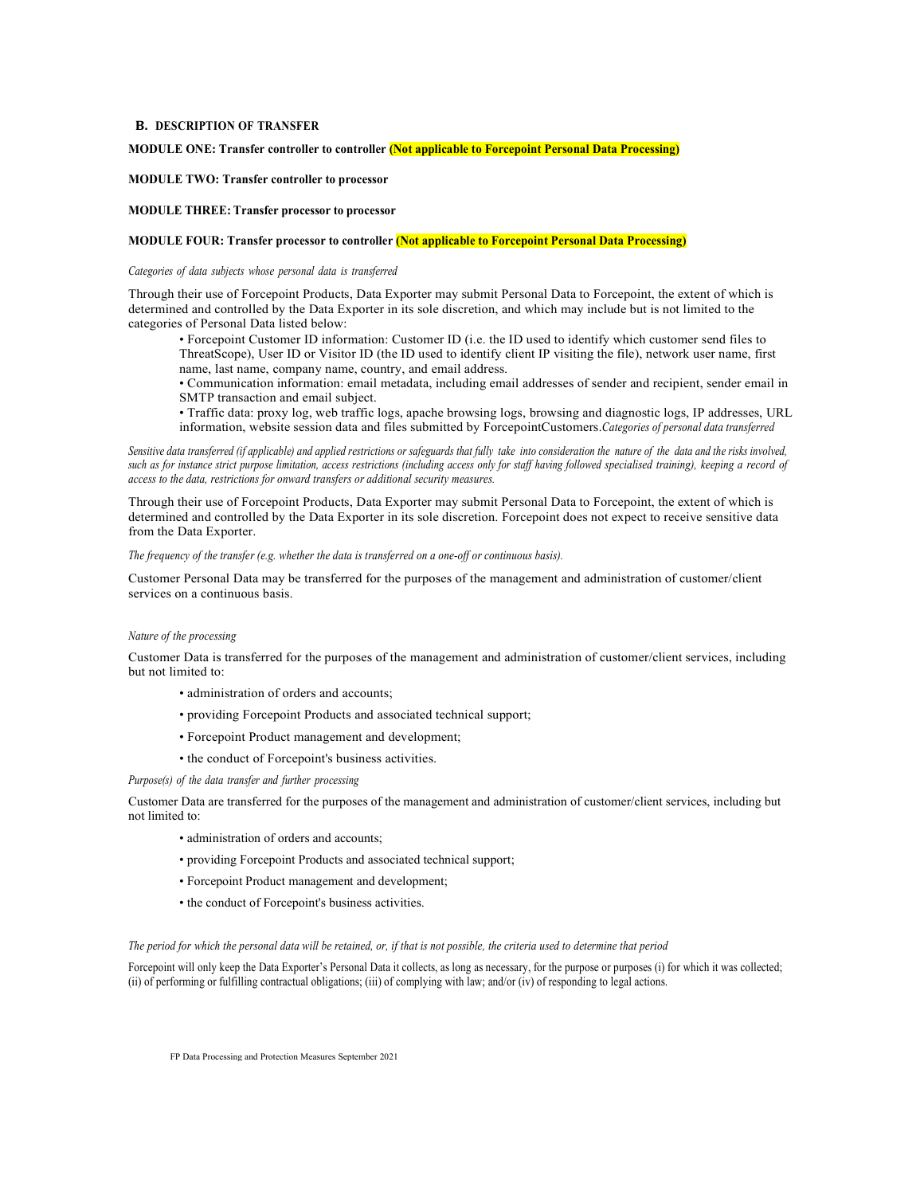## B. DESCRIPTION OF TRANSFER

**MODULE ONE: Transfer controller to controller (Not applicable to Forcepoint Personal Data Processing)**

**MODULE TWO: Transfer controller to processor**

**MODULE THREE: Transfer processor to processor**

**MODULE FOUR: Transfer processor to controller (Not applicable to Forcepoint Personal Data Processing)**

*Categories of data subjects whose personal data is transferred*

Through their use of Forcepoint Products, Data Exporter may submit Personal Data to Forcepoint, the extent of which is determined and controlled by the Data Exporter in its sole discretion, and which may include but is not limited to the categories of Personal Data listed below:

- Forcepoint Customer ID information: Customer ID (i.e. the ID used to identify which customer send files to ThreatScope), User ID or Visitor ID (the ID used to identify client IP visiting the file), network user name, first name, last name, company name, country, and email address.
- Communication information: email metadata, including email addresses of sender and recipient, sender email in SMTP transaction and email subject.
- Traffic data: proxy log, web traffic logs, apache browsing logs, browsing and diagnostic logs, IP addresses, URL information, website session data and files submitted by ForcepointCustomers.*Categories of personal data transferred*

*Sensitive data transferred (if applicable) and applied restrictions or safeguards that fully take into consideration the nature of the data and the risks involved, such as for instance strict purpose limitation, access restrictions (including access only for staff having followed specialised training), keeping a record of access to the data, restrictions for onward transfers or additional security measures.*

Through their use of Forcepoint Products, Data Exporter may submit Personal Data to Forcepoint, the extent of which is determined and controlled by the Data Exporter in its sole discretion. Forcepoint does not expect to receive sensitive data from the Data Exporter.

*The frequency of the transfer (e.g. whether the data is transferred on a one-off or continuous basis).*

Customer Personal Data may be transferred for the purposes of the management and administration of customer/client services on a continuous basis.

*Nature of the processing*

Customer Data is transferred for the purposes of the management and administration of customer/client services, including but not limited to:

- administration of orders and accounts;
- providing Forcepoint Products and associated technical support;
- Forcepoint Product management and development;
- the conduct of Forcepoint's business activities.

*Purpose(s) of the data transfer and further processing*

Customer Data are transferred for the purposes of the management and administration of customer/client services, including but not limited to:

- administration of orders and accounts;
- providing Forcepoint Products and associated technical support;
- Forcepoint Product management and development;
- the conduct of Forcepoint's business activities.

*The period for which the personal data will be retained, or, if that is not possible, the criteria used to determine that period*

Forcepoint will only keep the Data Exporter's Personal Data it collects, as long as necessary, for the purpose or purposes (i) for which it was collected; (ii) of performing or fulfilling contractual obligations; (iii) of complying with law; and/or (iv) of responding to legal actions.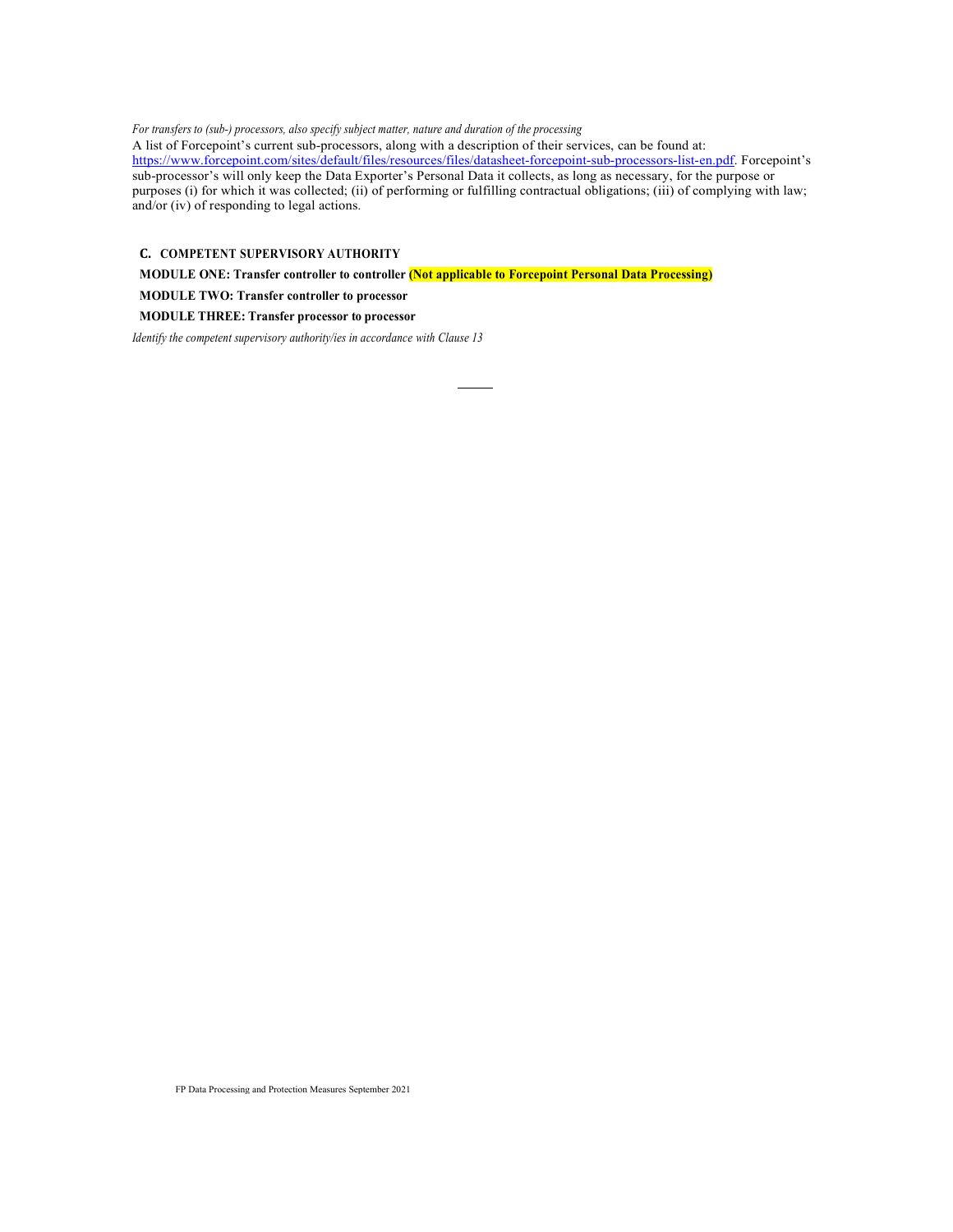*For transfers to (sub-) processors, also specify subject matter, nature and duration of the processing*

A list of Forcepoint's current sub-processors, along with a description of their services, can be found at: [https://www.forcepoint.com/sites/default/files/resources/files/datasheet-forcepoint-sub-processors-list-en.pdf](https://www.forcepoint.com/sites/default/files/resources/files/datasheet-forcepoint-sub-processors-list-en.pdf). Forcepoint's sub-processor's will only keep the Data Exporter's Personal Data it collects, as long as necessary, for the purpose or purposes (i) for which it was collected; (ii) of performing or fulfilling contractual obligations; (iii) of complying with law; and/or (iv) of responding to legal actions.

**C. COMPETENT SUPERVISORY AUTHORITY**

**MODULE ONE: Transfer controller to controller (Not applicable to Forcepoint Personal Data Processing)**

**MODULE TWO: Transfer controller to processor**

**MODULE THREE: Transfer processor to processor**

*Identify the competent supervisory authority/ies in accordance with Clause 13*

FP Data Processing and Protection Measures September 2021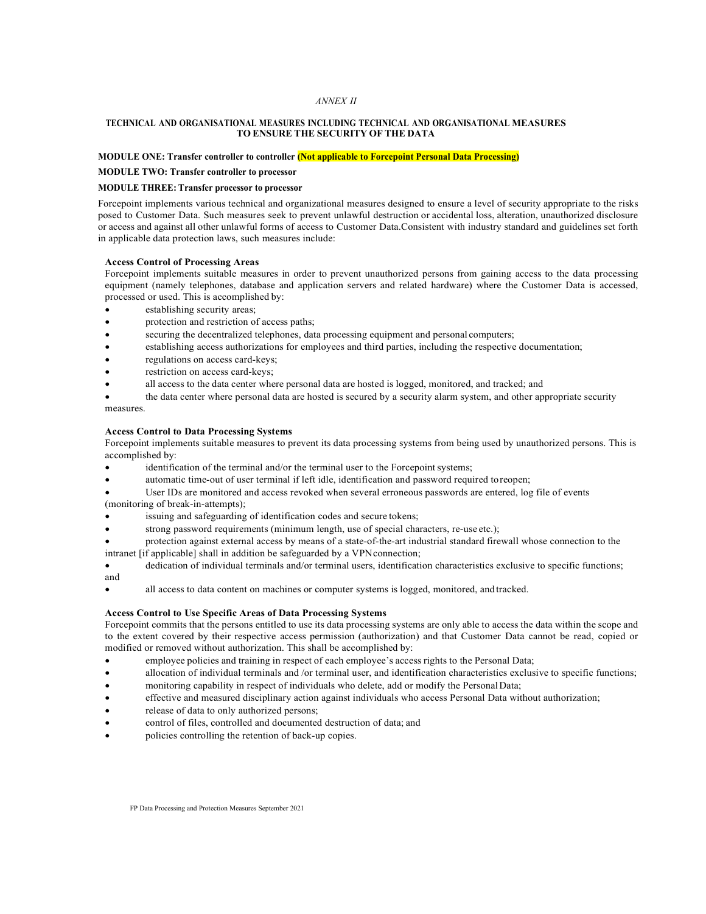*ANNEX II*

## TECHNICAL AND ORGANISATIONAL MEASURES INCLUDING TECHNICAL AND ORGANISATIONAL MEASURES TO ENSURE THE SECURITY OF THE DATA

**MODULE ONE: Transfer controller to controller (Not applicable to Forcepoint Personal Data Processing)**

**MODULE TWO: Transfer controller to processor**

**MODULE THREE: Transfer processor to processor**

Forcepoint implements various technical and organizational measures designed to ensure a level of security appropriate to the risks posed to Customer Data. Such measures seek to prevent unlawful destruction or accidental loss, alteration, unauthorized disclosure or access and against all other unlawful forms of access to Customer Data.Consistent with industry standard and guidelines set forth in applicable data protection laws, such measures include:

**Access Control of Processing Areas**

Forcepoint implements suitable measures in order to prevent unauthorized persons from gaining access to the data processing equipment (namely telephones, database and application servers and related hardware) where the Customer Data is accessed, processed or used. This is accomplished by:

- establishing security areas;
- protection and restriction of access paths;
- securing the decentralized telephones, data processing equipment and personal computers;
- establishing access authorizations for employees and third parties, including the respective documentation;
- regulations on access card-keys;
- restriction on access card-keys;
- all access to the data center where personal data are hosted is logged, monitored, and tracked; and
- the data center where personal data are hosted is secured by a security alarm system, and other appropriate security measures.

**Access Control to Data Processing Systems**

Forcepoint implements suitable measures to prevent its data processing systems from being used by unauthorized persons. This is accomplished by:

- identification of the terminal and/or the terminal user to the Forcepoint systems;
- automatic time-out of user terminal if left idle, identification and password required to reopen;
- User IDs are monitored and access revoked when several erroneous passwords are entered, log file of events (monitoring of break-in-attempts);
- issuing and safeguarding of identification codes and secure tokens;
- strong password requirements (minimum length, use of special characters, re-use etc.);
- protection against external access by means of a state-of-the-art industrial standard firewall whose connection to the intranet [if applicable] shall in addition be safeguarded by a VPN connection;
- dedication of individual terminals and/or terminal users, identification characteristics exclusive to specific functions; and
- all access to data content on machines or computer systems is logged, monitored, and tracked.

**Access Control to Use Specific Areas of Data Processing Systems**

Forcepoint commits that the persons entitled to use its data processing systems are only able to access the data within the scope and to the extent covered by their respective access permission (authorization) and that Customer Data cannot be read, copied or modified or removed without authorization. This shall be accomplished by:

- employee policies and training in respect of each employee's access rights to the Personal Data;
- allocation of individual terminals and /or terminal user, and identification characteristics exclusive to specific functions;
- monitoring capability in respect of individuals who delete, add or modify the Personal Data;
- effective and measured disciplinary action against individuals who access Personal Data without authorization;
- release of data to only authorized persons;
- control of files, controlled and documented destruction of data; and
- policies controlling the retention of back-up copies.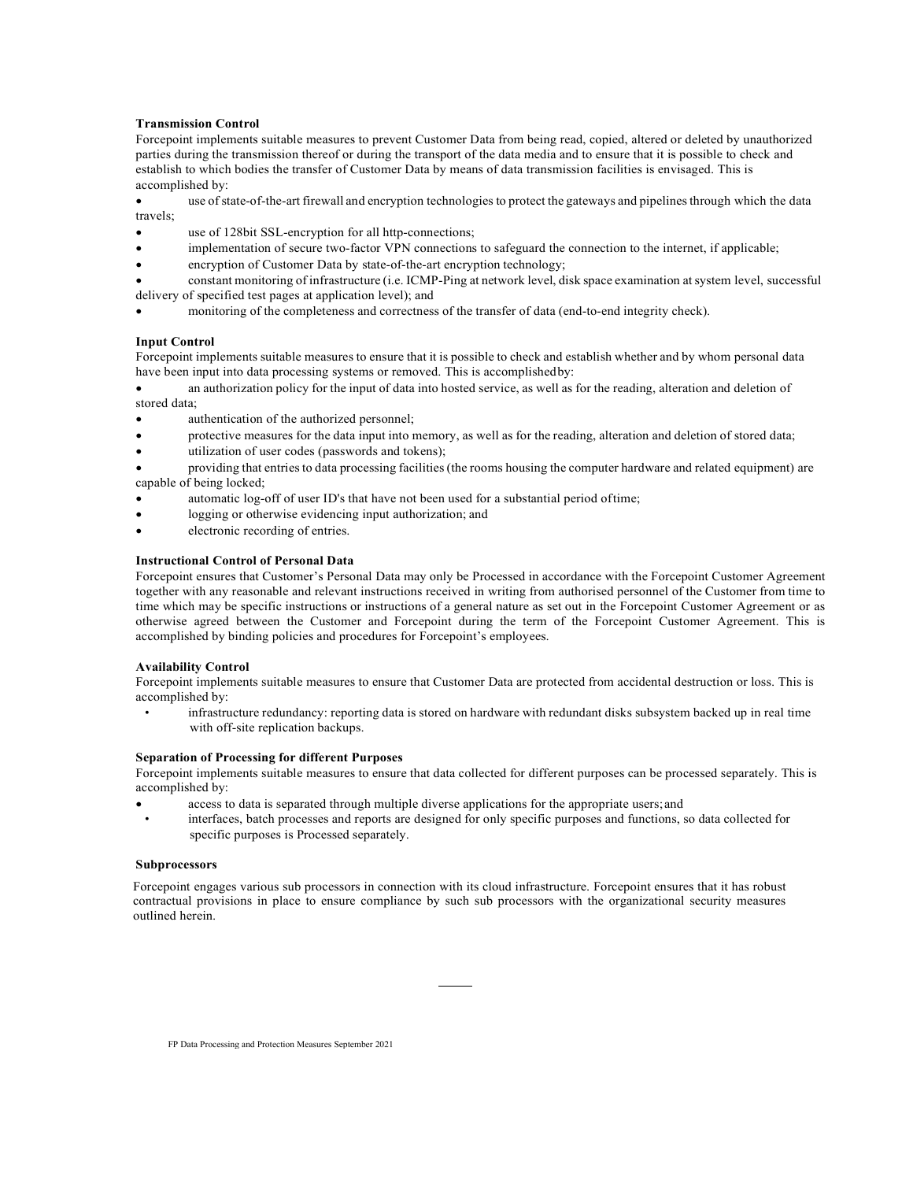**Transmission Control**

Forcepoint implements suitable measures to prevent Customer Data from being read, copied, altered or deleted by unauthorized parties during the transmission thereof or during the transport of the data media and to ensure that it is possible to check and establish to which bodies the transfer of Customer Data by means of data transmission facilities is envisaged. This is accomplished by:

- use of state-of-the-art firewall and encryption technologies to protect the gateways and pipelines through which the data travels;
- use of 128bit SSL-encryption for all http-connections;
- implementation of secure two-factor VPN connections to safeguard the connection to the internet, if applicable;
- encryption of Customer Data by state-of-the-art encryption technology;
- constant monitoring of infrastructure (i.e. ICMP-Ping at network level, disk space examination at system level, successful delivery of specified test pages at application level); and
- monitoring of the completeness and correctness of the transfer of data (end-to-end integrity check).

**Input Control**

Forcepoint implements suitable measures to ensure that it is possible to check and establish whether and by whom personal data have been input into data processing systems or removed. This is accomplished by:

- an authorization policy for the input of data into hosted service, as well as for the reading, alteration and deletion of stored data;
- authentication of the authorized personnel;
- protective measures for the data input into memory, as well as for the reading, alteration and deletion of stored data;
- utilization of user codes (passwords and tokens);
- providing that entries to data processing facilities (the rooms housing the computer hardware and related equipment) are capable of being locked;
- automatic log-off of user ID's that have not been used for a substantial period of time;
- logging or otherwise evidencing input authorization; and
- electronic recording of entries.

**Instructional Control of Personal Data**

Forcepoint ensures that Customer's Personal Data may only be Processed in accordance with the Forcepoint Customer Agreement together with any reasonable and relevant instructions received in writing from authorised personnel of the Customer from time to time which may be specific instructions or instructions of a general nature as set out in the Forcepoint Customer Agreement or as otherwise agreed between the Customer and Forcepoint during the term of the Forcepoint Customer Agreement. This is accomplished by binding policies and procedures for Forcepoint's employees.

**Availability Control**

Forcepoint implements suitable measures to ensure that Customer Data are protected from accidental destruction or loss. This is accomplished by:

- infrastructure redundancy: reporting data is stored on hardware with redundant disks subsystem backed up in real time with off-site replication backups.

**Separation of Processing for different Purposes**

Forcepoint implements suitable measures to ensure that data collected for different purposes can be processed separately. This is accomplished by:

- access to data is separated through multiple diverse applications for the appropriate users; and
- interfaces, batch processes and reports are designed for only specific purposes and functions, so data collected for specific purposes is Processed separately.

**Subprocessors**

Forcepoint engages various sub processors in connection with its cloud infrastructure. Forcepoint ensures that it has robust contractual provisions in place to ensure compliance by such sub processors with the organizational security measures outlined herein.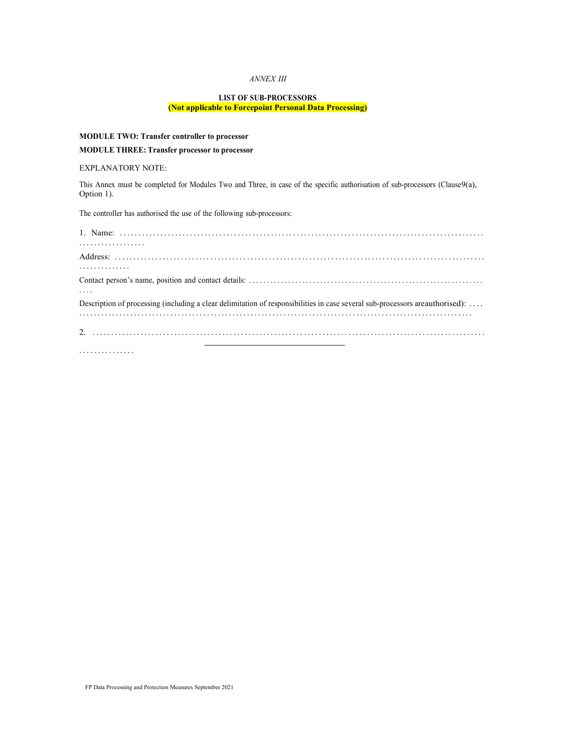*ANNEX III*

**LIST OF SUB-PROCESSORS**
**(Not applicable to Forcepoint Personal Data Processing)**

**MODULE TWO: Transfer controller to processor**

**MODULE THREE: Transfer processor to processor**

EXPLANATORY NOTE:

This Annex must be completed for Modules Two and Three, in case of the specific authorisation of sub-processors (Clause9(a), Option 1).

The controller has authorised the use of the following sub-processors:

1. Name: .....................................................................................................................

Address: .....................................................................................................................

Contact person's name, position and contact details: ....................................................................

Description of processing (including a clear delimitation of responsibilities in case several sub-processors areauthorised): ....
.....................................................................................................................

2. .....................................................................................................................